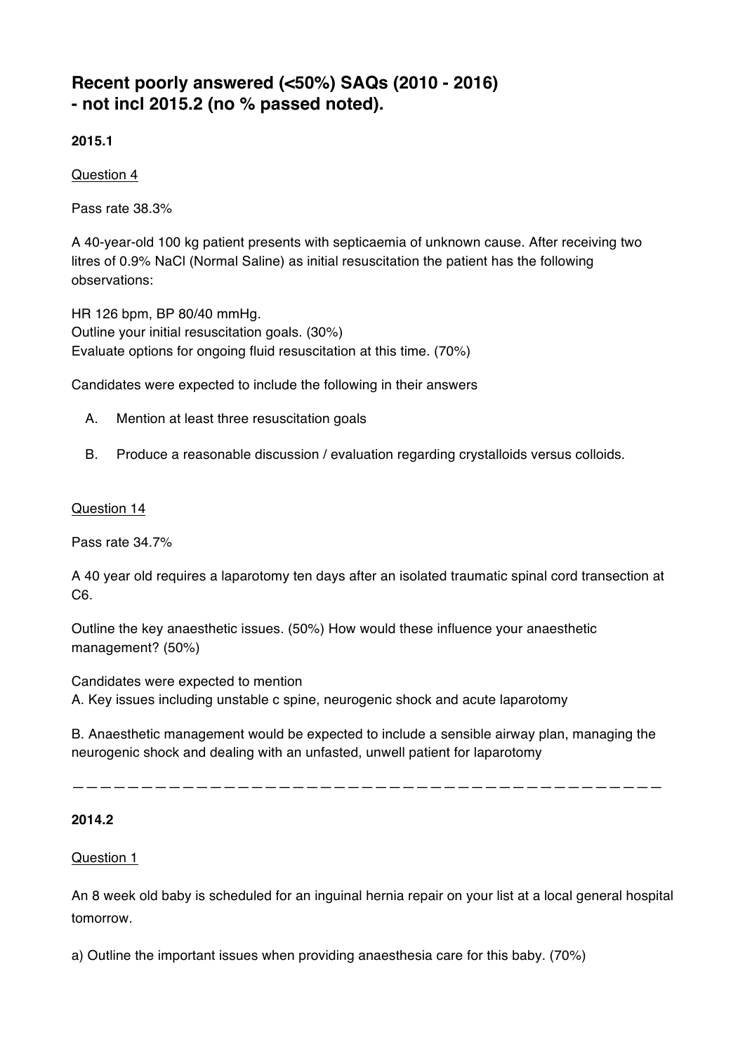# Recent poorly answered (<50%) SAQs (2010 - 2016) - not incl 2015.2 (no % passed noted).

**2015.1**

Question 4

Pass rate 38.3%

A 40-year-old 100 kg patient presents with septicaemia of unknown cause. After receiving two litres of 0.9% NaCl (Normal Saline) as initial resuscitation the patient has the following observations:

HR 126 bpm, BP 80/40 mmHg.
Outline your initial resuscitation goals. (30%)
Evaluate options for ongoing fluid resuscitation at this time. (70%)

Candidates were expected to include the following in their answers

A. Mention at least three resuscitation goals

B. Produce a reasonable discussion / evaluation regarding crystalloids versus colloids.

Question 14

Pass rate 34.7%

A 40 year old requires a laparotomy ten days after an isolated traumatic spinal cord transection at C6.

Outline the key anaesthetic issues. (50%) How would these influence your anaesthetic management? (50%)

Candidates were expected to mention
A. Key issues including unstable c spine, neurogenic shock and acute laparotomy

B. Anaesthetic management would be expected to include a sensible airway plan, managing the neurogenic shock and dealing with an unfasted, unwell patient for laparotomy

---

**2014.2**

Question 1

An 8 week old baby is scheduled for an inguinal hernia repair on your list at a local general hospital tomorrow.

a) Outline the important issues when providing anaesthesia care for this baby. (70%)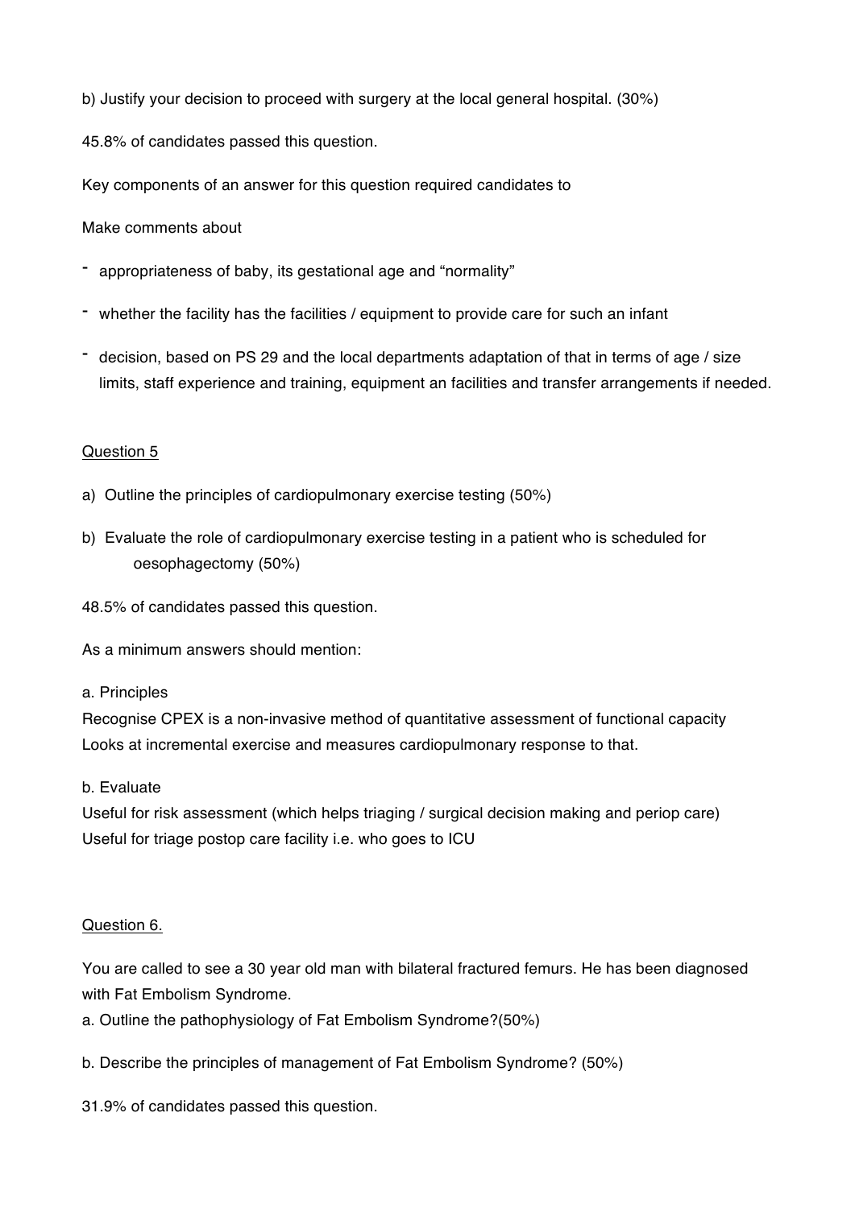b) Justify your decision to proceed with surgery at the local general hospital. (30%)

45.8% of candidates passed this question.

Key components of an answer for this question required candidates to

Make comments about

- appropriateness of baby, its gestational age and "normality"
- whether the facility has the facilities / equipment to provide care for such an infant
- decision, based on PS 29 and the local departments adaptation of that in terms of age / size limits, staff experience and training, equipment an facilities and transfer arrangements if needed.

## Question 5

a) Outline the principles of cardiopulmonary exercise testing (50%)

b) Evaluate the role of cardiopulmonary exercise testing in a patient who is scheduled for oesophagectomy (50%)

48.5% of candidates passed this question.

As a minimum answers should mention:

a. Principles
Recognise CPEX is a non-invasive method of quantitative assessment of functional capacity
Looks at incremental exercise and measures cardiopulmonary response to that.

b. Evaluate
Useful for risk assessment (which helps triaging / surgical decision making and periop care)
Useful for triage postop care facility i.e. who goes to ICU

## Question 6.

You are called to see a 30 year old man with bilateral fractured femurs. He has been diagnosed with Fat Embolism Syndrome.
a. Outline the pathophysiology of Fat Embolism Syndrome?(50%)

b. Describe the principles of management of Fat Embolism Syndrome? (50%)

31.9% of candidates passed this question.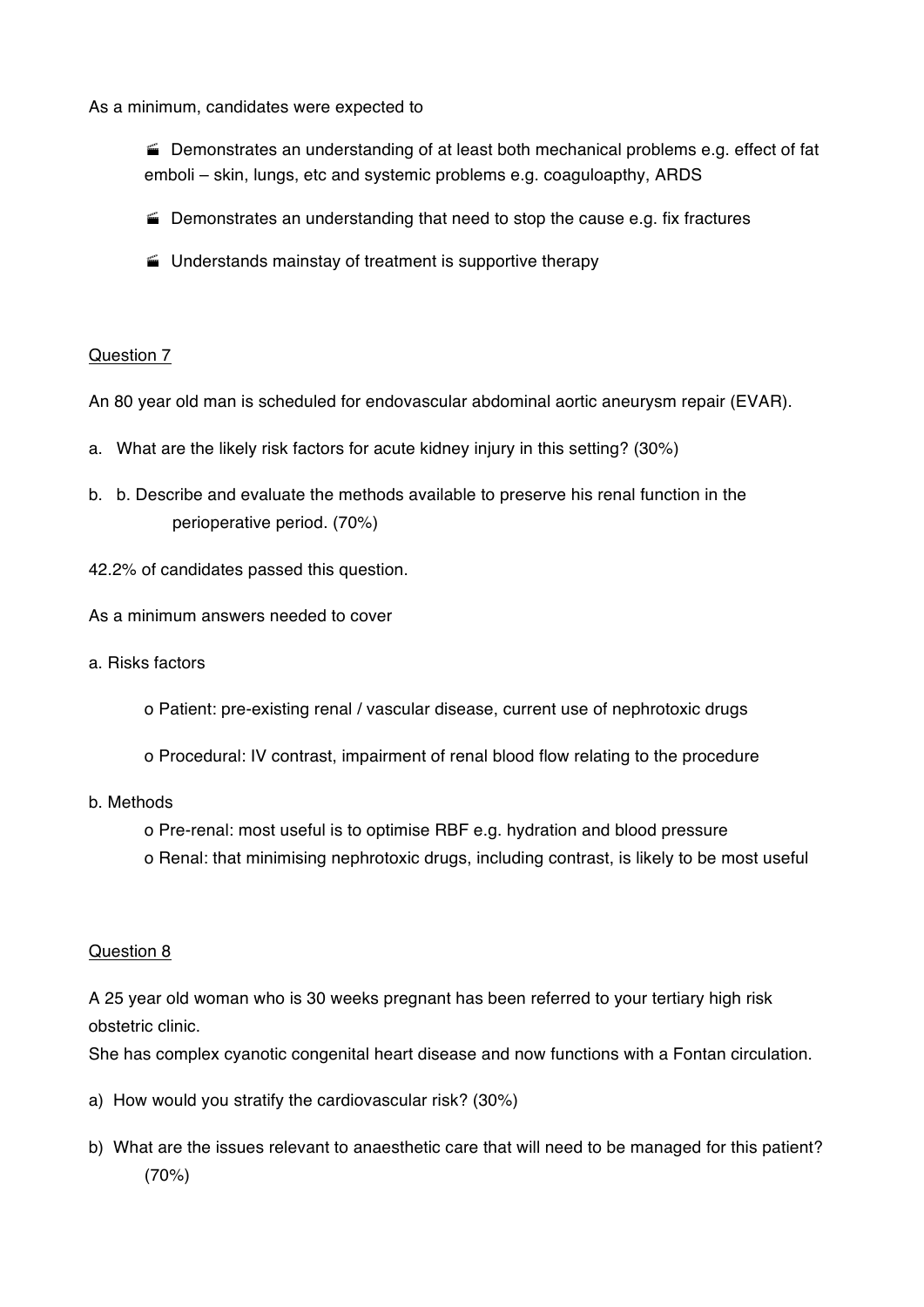As a minimum, candidates were expected to

- Demonstrates an understanding of at least both mechanical problems e.g. effect of fat emboli – skin, lungs, etc and systemic problems e.g. coaguloapthy, ARDS
- Demonstrates an understanding that need to stop the cause e.g. fix fractures
- Understands mainstay of treatment is supportive therapy

## Question 7

An 80 year old man is scheduled for endovascular abdominal aortic aneurysm repair (EVAR).

a. What are the likely risk factors for acute kidney injury in this setting? (30%)

b. b. Describe and evaluate the methods available to preserve his renal function in the perioperative period. (70%)

42.2% of candidates passed this question.

As a minimum answers needed to cover

a. Risks factors

- o Patient: pre-existing renal / vascular disease, current use of nephrotoxic drugs
- o Procedural: IV contrast, impairment of renal blood flow relating to the procedure

b. Methods

- o Pre-renal: most useful is to optimise RBF e.g. hydration and blood pressure
- o Renal: that minimising nephrotoxic drugs, including contrast, is likely to be most useful

## Question 8

A 25 year old woman who is 30 weeks pregnant has been referred to your tertiary high risk obstetric clinic.
She has complex cyanotic congenital heart disease and now functions with a Fontan circulation.

a) How would you stratify the cardiovascular risk? (30%)

b) What are the issues relevant to anaesthetic care that will need to be managed for this patient? (70%)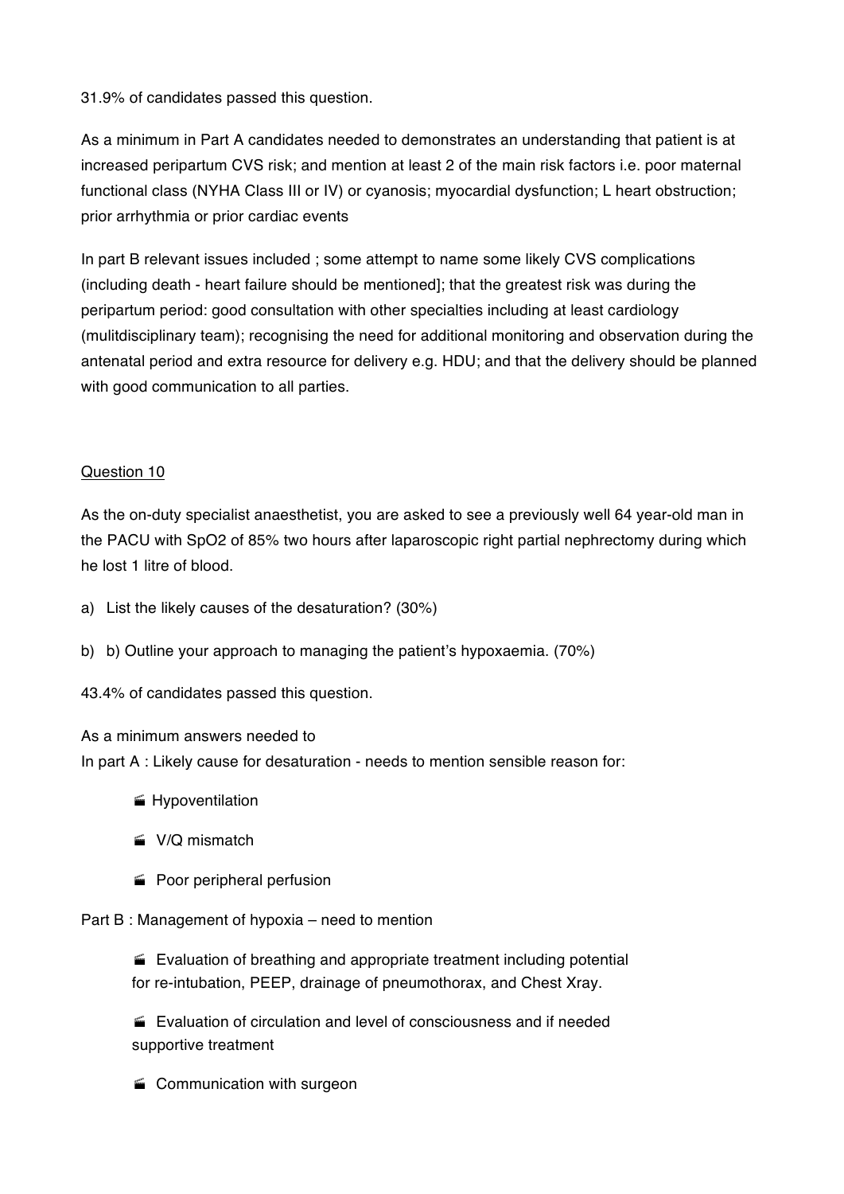31.9% of candidates passed this question.

As a minimum in Part A candidates needed to demonstrates an understanding that patient is at increased peripartum CVS risk; and mention at least 2 of the main risk factors i.e. poor maternal functional class (NYHA Class III or IV) or cyanosis; myocardial dysfunction; L heart obstruction; prior arrhythmia or prior cardiac events

In part B relevant issues included ; some attempt to name some likely CVS complications (including death - heart failure should be mentioned]; that the greatest risk was during the peripartum period: good consultation with other specialties including at least cardiology (mulitdisciplinary team); recognising the need for additional monitoring and observation during the antenatal period and extra resource for delivery e.g. HDU; and that the delivery should be planned with good communication to all parties.

Question 10

As the on-duty specialist anaesthetist, you are asked to see a previously well 64 year-old man in the PACU with SpO2 of 85% two hours after laparoscopic right partial nephrectomy during which he lost 1 litre of blood.

a) List the likely causes of the desaturation? (30%)

b) b) Outline your approach to managing the patient's hypoxaemia. (70%)

43.4% of candidates passed this question.

As a minimum answers needed to
In part A : Likely cause for desaturation - needs to mention sensible reason for:

- Hypoventilation
- V/Q mismatch
- Poor peripheral perfusion

Part B : Management of hypoxia – need to mention

- Evaluation of breathing and appropriate treatment including potential for re-intubation, PEEP, drainage of pneumothorax, and Chest Xray.
- Evaluation of circulation and level of consciousness and if needed supportive treatment
- Communication with surgeon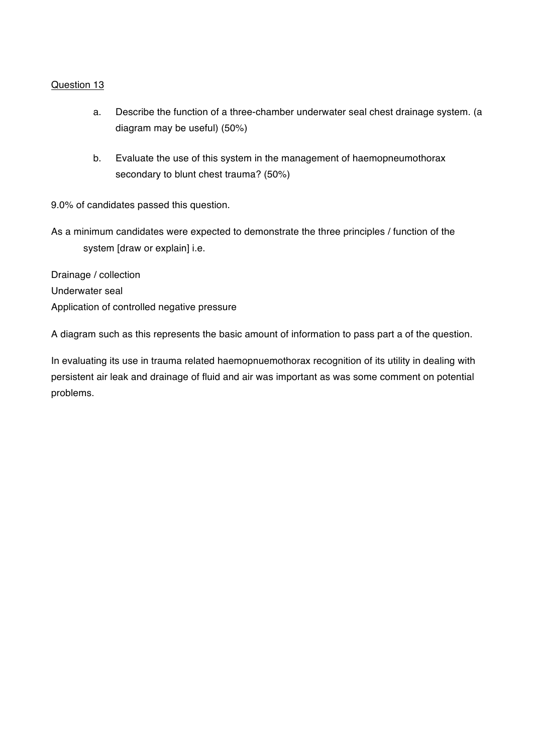<u>Question 13</u>

a. Describe the function of a three-chamber underwater seal chest drainage system. (a diagram may be useful) (50%)

b. Evaluate the use of this system in the management of haemopneumothorax secondary to blunt chest trauma? (50%)

9.0% of candidates passed this question.

As a minimum candidates were expected to demonstrate the three principles / function of the system [draw or explain] i.e.

Drainage / collection
Underwater seal
Application of controlled negative pressure

A diagram such as this represents the basic amount of information to pass part a of the question.

In evaluating its use in trauma related haemopnuemothorax recognition of its utility in dealing with persistent air leak and drainage of fluid and air was important as was some comment on potential problems.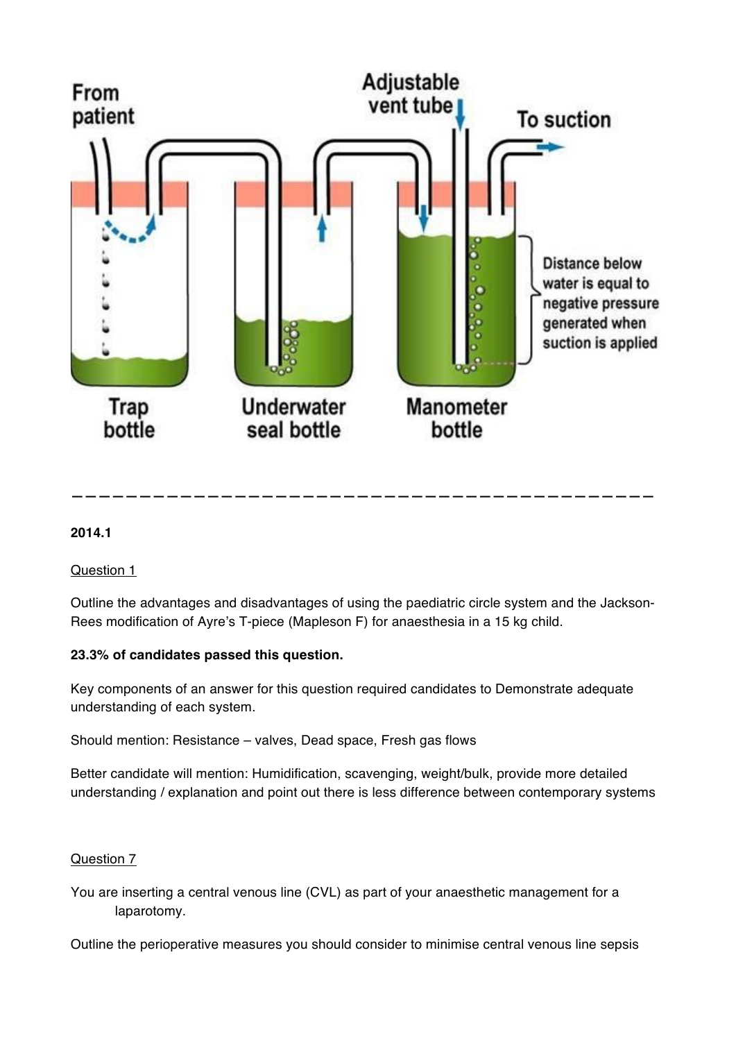From patient

Adjustable vent tube

To suction

Distance below water is equal to negative pressure generated when suction is applied

Trap bottle

Underwater seal bottle

Manometer bottle

---

**2014.1**

Question 1

Outline the advantages and disadvantages of using the paediatric circle system and the Jackson-Rees modification of Ayre's T-piece (Mapleson F) for anaesthesia in a 15 kg child.

**23.3% of candidates passed this question.**

Key components of an answer for this question required candidates to Demonstrate adequate understanding of each system.

Should mention: Resistance – valves, Dead space, Fresh gas flows

Better candidate will mention: Humidification, scavenging, weight/bulk, provide more detailed understanding / explanation and point out there is less difference between contemporary systems

Question 7

You are inserting a central venous line (CVL) as part of your anaesthetic management for a laparotomy.

Outline the perioperative measures you should consider to minimise central venous line sepsis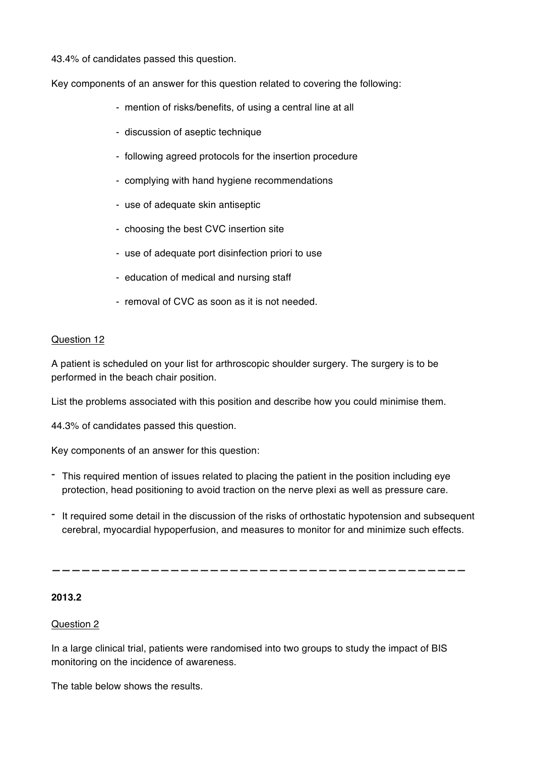43.4% of candidates passed this question.

Key components of an answer for this question related to covering the following:

- mention of risks/benefits, of using a central line at all
- discussion of aseptic technique
- following agreed protocols for the insertion procedure
- complying with hand hygiene recommendations
- use of adequate skin antiseptic
- choosing the best CVC insertion site
- use of adequate port disinfection priori to use
- education of medical and nursing staff
- removal of CVC as soon as it is not needed.

Question 12

A patient is scheduled on your list for arthroscopic shoulder surgery. The surgery is to be performed in the beach chair position.

List the problems associated with this position and describe how you could minimise them.

44.3% of candidates passed this question.

Key components of an answer for this question:

- This required mention of issues related to placing the patient in the position including eye protection, head positioning to avoid traction on the nerve plexi as well as pressure care.
- It required some detail in the discussion of the risks of orthostatic hypotension and subsequent cerebral, myocardial hypoperfusion, and measures to monitor for and minimize such effects.

---

**2013.2**

Question 2

In a large clinical trial, patients were randomised into two groups to study the impact of BIS monitoring on the incidence of awareness.

The table below shows the results.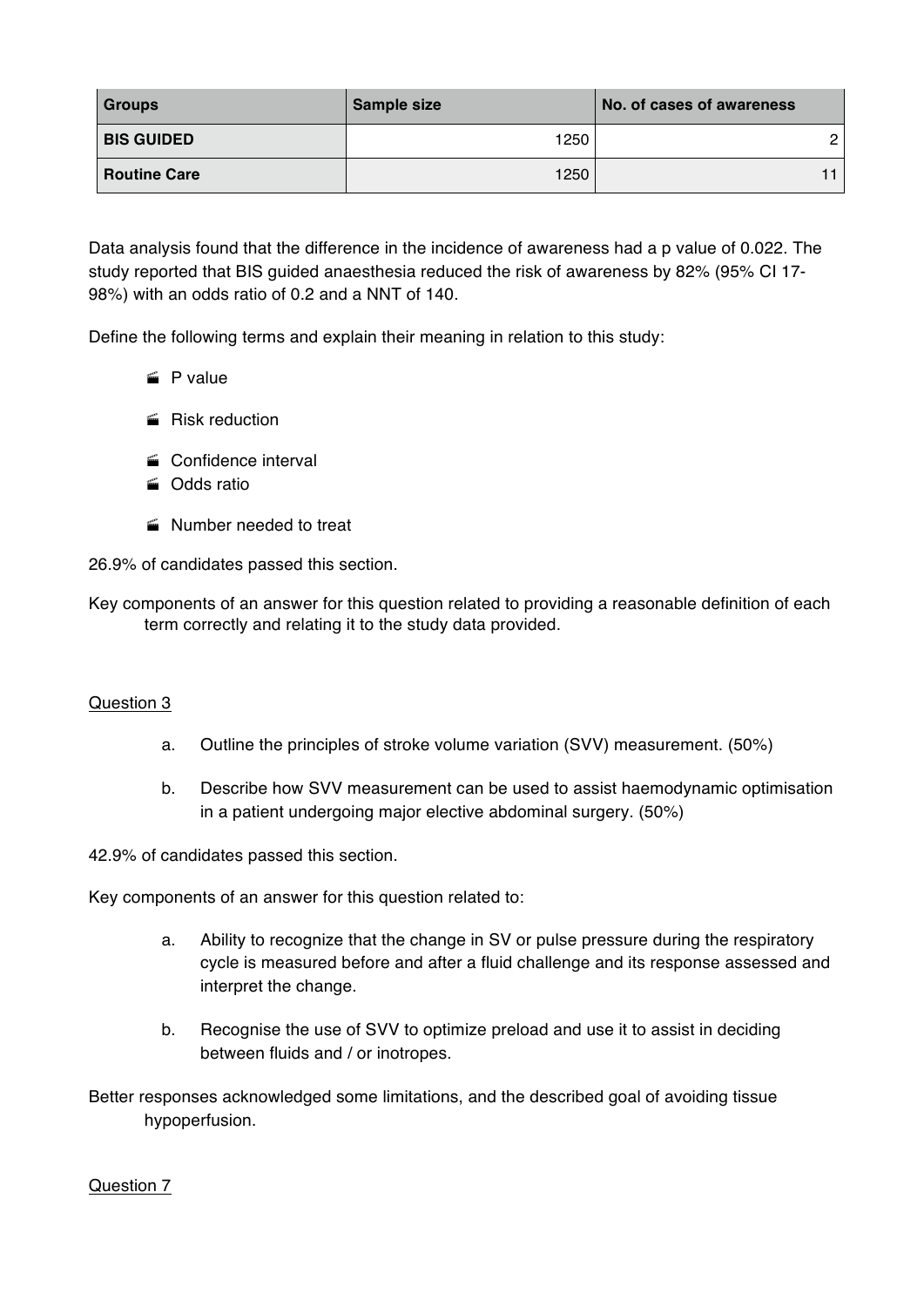| Groups | Sample size | No. of cases of awareness |
|---|---|---|
| **BIS GUIDED** | 1250 | 2 |
| **Routine Care** | 1250 | 11 |

Data analysis found that the difference in the incidence of awareness had a p value of 0.022. The study reported that BIS guided anaesthesia reduced the risk of awareness by 82% (95% CI 17-98%) with an odds ratio of 0.2 and a NNT of 140.

Define the following terms and explain their meaning in relation to this study:

- P value
- Risk reduction
- Confidence interval
- Odds ratio
- Number needed to treat

26.9% of candidates passed this section.

Key components of an answer for this question related to providing a reasonable definition of each term correctly and relating it to the study data provided.

Question 3

a. Outline the principles of stroke volume variation (SVV) measurement. (50%)

b. Describe how SVV measurement can be used to assist haemodynamic optimisation in a patient undergoing major elective abdominal surgery. (50%)

42.9% of candidates passed this section.

Key components of an answer for this question related to:

a. Ability to recognize that the change in SV or pulse pressure during the respiratory cycle is measured before and after a fluid challenge and its response assessed and interpret the change.

b. Recognise the use of SVV to optimize preload and use it to assist in deciding between fluids and / or inotropes.

Better responses acknowledged some limitations, and the described goal of avoiding tissue hypoperfusion.

Question 7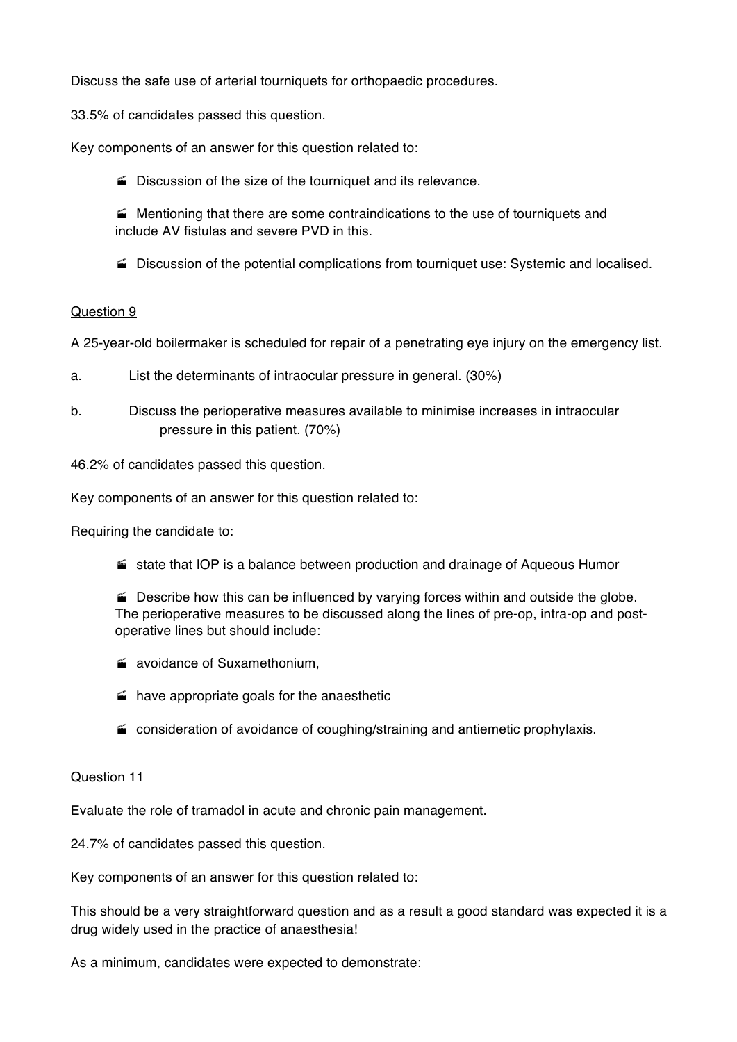Discuss the safe use of arterial tourniquets for orthopaedic procedures.

33.5% of candidates passed this question.

Key components of an answer for this question related to:

- Discussion of the size of the tourniquet and its relevance.
- Mentioning that there are some contraindications to the use of tourniquets and include AV fistulas and severe PVD in this.
- Discussion of the potential complications from tourniquet use: Systemic and localised.

## Question 9

A 25-year-old boilermaker is scheduled for repair of a penetrating eye injury on the emergency list.

a. List the determinants of intraocular pressure in general. (30%)

b. Discuss the perioperative measures available to minimise increases in intraocular pressure in this patient. (70%)

46.2% of candidates passed this question.

Key components of an answer for this question related to:

Requiring the candidate to:

- state that IOP is a balance between production and drainage of Aqueous Humor
- Describe how this can be influenced by varying forces within and outside the globe. The perioperative measures to be discussed along the lines of pre-op, intra-op and post-operative lines but should include:
- avoidance of Suxamethonium,
- have appropriate goals for the anaesthetic
- consideration of avoidance of coughing/straining and antiemetic prophylaxis.

## Question 11

Evaluate the role of tramadol in acute and chronic pain management.

24.7% of candidates passed this question.

Key components of an answer for this question related to:

This should be a very straightforward question and as a result a good standard was expected it is a drug widely used in the practice of anaesthesia!

As a minimum, candidates were expected to demonstrate: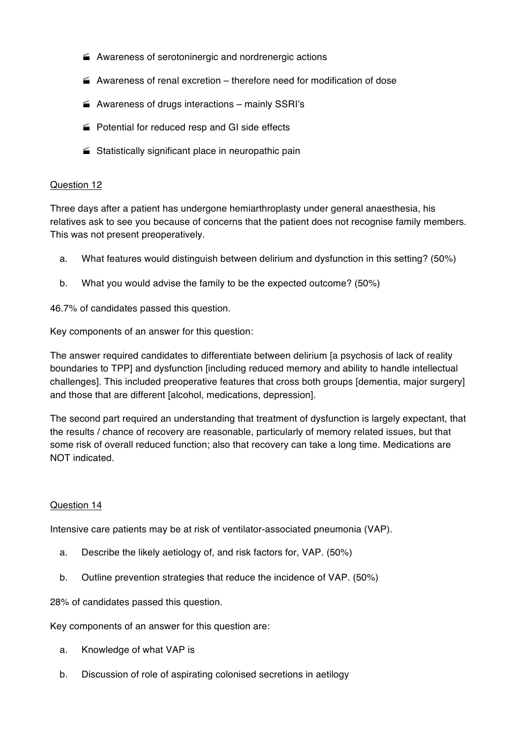- Awareness of serotoninergic and nordrenergic actions
- Awareness of renal excretion – therefore need for modification of dose
- Awareness of drugs interactions – mainly SSRI's
- Potential for reduced resp and GI side effects
- Statistically significant place in neuropathic pain

Question 12

Three days after a patient has undergone hemiarthroplasty under general anaesthesia, his relatives ask to see you because of concerns that the patient does not recognise family members. This was not present preoperatively.

a. What features would distinguish between delirium and dysfunction in this setting? (50%)

b. What you would advise the family to be the expected outcome? (50%)

46.7% of candidates passed this question.

Key components of an answer for this question:

The answer required candidates to differentiate between delirium [a psychosis of lack of reality boundaries to TPP] and dysfunction [including reduced memory and ability to handle intellectual challenges]. This included preoperative features that cross both groups [dementia, major surgery] and those that are different [alcohol, medications, depression].

The second part required an understanding that treatment of dysfunction is largely expectant, that the results / chance of recovery are reasonable, particularly of memory related issues, but that some risk of overall reduced function; also that recovery can take a long time. Medications are NOT indicated.

Question 14

Intensive care patients may be at risk of ventilator-associated pneumonia (VAP).

a. Describe the likely aetiology of, and risk factors for, VAP. (50%)

b. Outline prevention strategies that reduce the incidence of VAP. (50%)

28% of candidates passed this question.

Key components of an answer for this question are:

a. Knowledge of what VAP is

b. Discussion of role of aspirating colonised secretions in aetilogy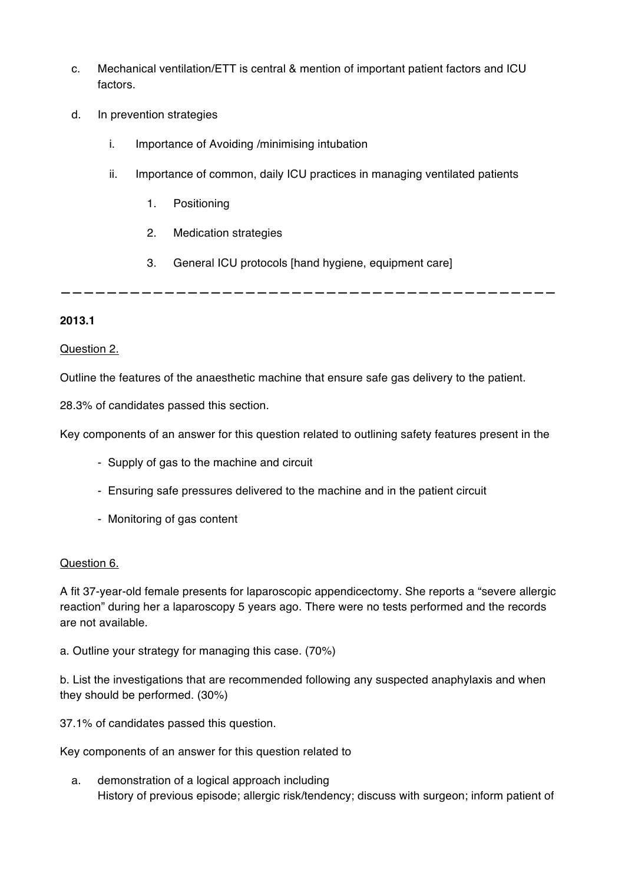c. Mechanical ventilation/ETT is central & mention of important patient factors and ICU factors.

d. In prevention strategies

   i. Importance of Avoiding /minimising intubation

   ii. Importance of common, daily ICU practices in managing ventilated patients

      1. Positioning

      2. Medication strategies

      3. General ICU protocols [hand hygiene, equipment care]

---

**2013.1**

Question 2.

Outline the features of the anaesthetic machine that ensure safe gas delivery to the patient.

28.3% of candidates passed this section.

Key components of an answer for this question related to outlining safety features present in the

- Supply of gas to the machine and circuit
- Ensuring safe pressures delivered to the machine and in the patient circuit
- Monitoring of gas content

Question 6.

A fit 37-year-old female presents for laparoscopic appendicectomy. She reports a "severe allergic reaction" during her a laparoscopy 5 years ago. There were no tests performed and the records are not available.

a. Outline your strategy for managing this case. (70%)

b. List the investigations that are recommended following any suspected anaphylaxis and when they should be performed. (30%)

37.1% of candidates passed this question.

Key components of an answer for this question related to

a. demonstration of a logical approach including
   History of previous episode; allergic risk/tendency; discuss with surgeon; inform patient of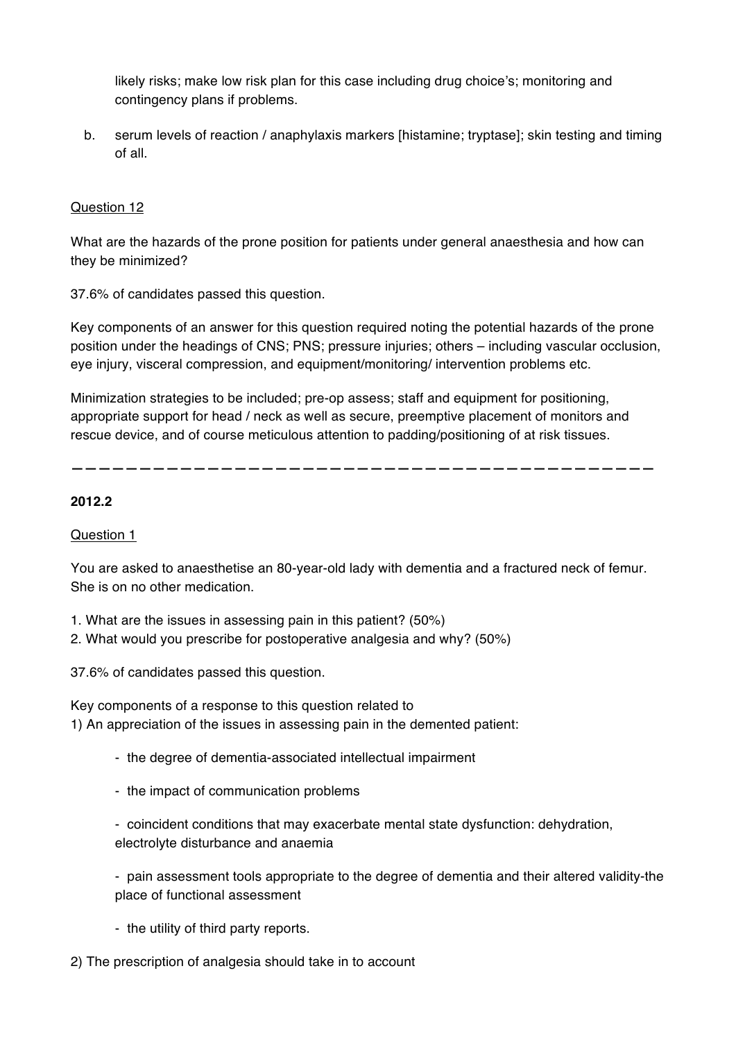likely risks; make low risk plan for this case including drug choice's; monitoring and contingency plans if problems.

b. serum levels of reaction / anaphylaxis markers [histamine; tryptase]; skin testing and timing of all.

Question 12

What are the hazards of the prone position for patients under general anaesthesia and how can they be minimized?

37.6% of candidates passed this question.

Key components of an answer for this question required noting the potential hazards of the prone position under the headings of CNS; PNS; pressure injuries; others – including vascular occlusion, eye injury, visceral compression, and equipment/monitoring/ intervention problems etc.

Minimization strategies to be included; pre-op assess; staff and equipment for positioning, appropriate support for head / neck as well as secure, preemptive placement of monitors and rescue device, and of course meticulous attention to padding/positioning of at risk tissues.

---

**2012.2**

Question 1

You are asked to anaesthetise an 80-year-old lady with dementia and a fractured neck of femur. She is on no other medication.

1. What are the issues in assessing pain in this patient? (50%)
2. What would you prescribe for postoperative analgesia and why? (50%)

37.6% of candidates passed this question.

Key components of a response to this question related to
1) An appreciation of the issues in assessing pain in the demented patient:

- the degree of dementia-associated intellectual impairment
- the impact of communication problems
- coincident conditions that may exacerbate mental state dysfunction: dehydration, electrolyte disturbance and anaemia
- pain assessment tools appropriate to the degree of dementia and their altered validity-the place of functional assessment
- the utility of third party reports.

2) The prescription of analgesia should take in to account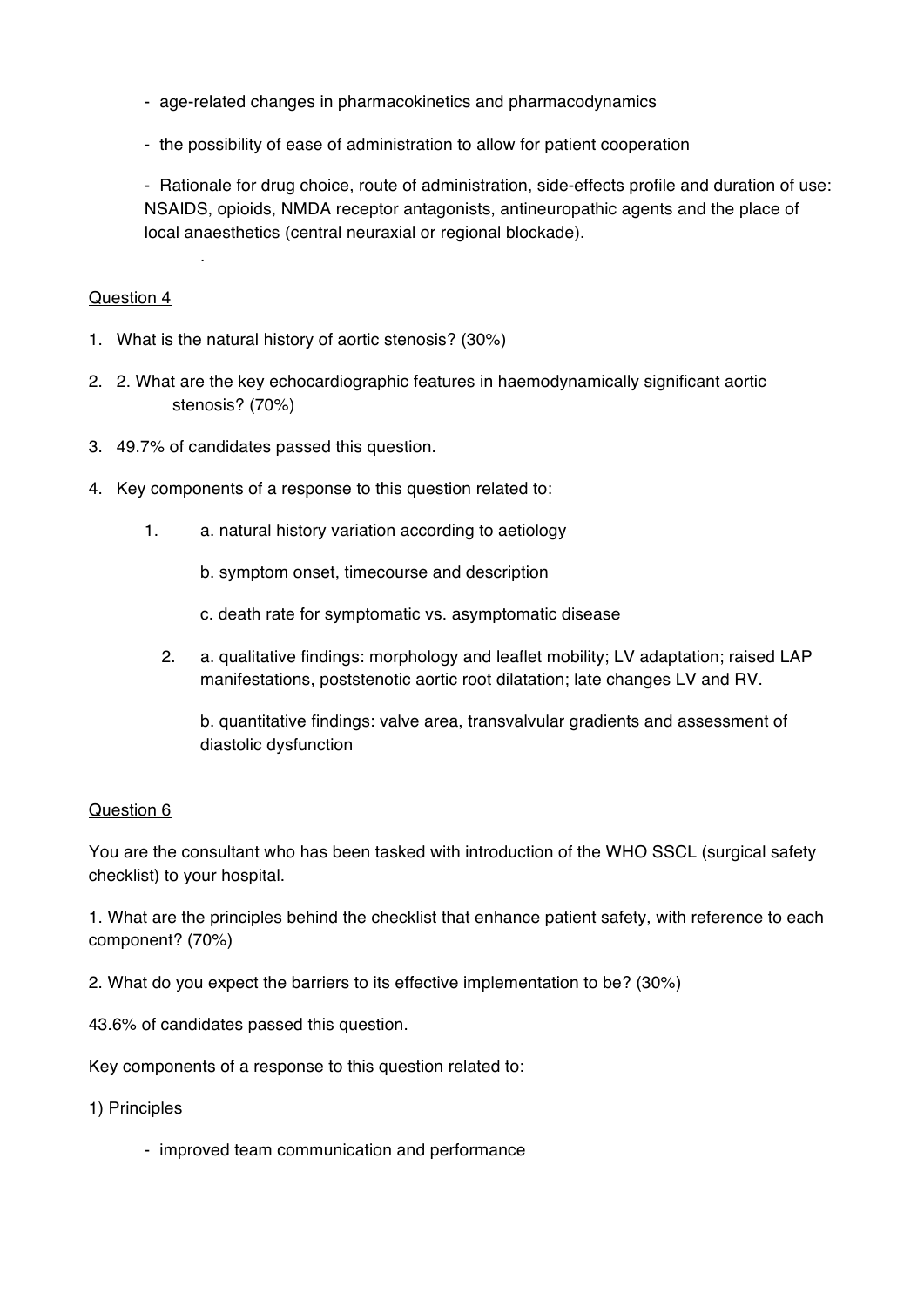- age-related changes in pharmacokinetics and pharmacodynamics

- the possibility of ease of administration to allow for patient cooperation

- Rationale for drug choice, route of administration, side-effects profile and duration of use: NSAIDS, opioids, NMDA receptor antagonists, antineuropathic agents and the place of local anaesthetics (central neuraxial or regional blockade).

.

Question 4

1. What is the natural history of aortic stenosis? (30%)
2. 2. What are the key echocardiographic features in haemodynamically significant aortic stenosis? (70%)
3. 49.7% of candidates passed this question.
4. Key components of a response to this question related to:

    1. a. natural history variation according to aetiology

       b. symptom onset, timecourse and description

       c. death rate for symptomatic vs. asymptomatic disease

    2. a. qualitative findings: morphology and leaflet mobility; LV adaptation; raised LAP manifestations, poststenotic aortic root dilatation; late changes LV and RV.

       b. quantitative findings: valve area, transvalvular gradients and assessment of diastolic dysfunction

Question 6

You are the consultant who has been tasked with introduction of the WHO SSCL (surgical safety checklist) to your hospital.

1. What are the principles behind the checklist that enhance patient safety, with reference to each component? (70%)

2. What do you expect the barriers to its effective implementation to be? (30%)

43.6% of candidates passed this question.

Key components of a response to this question related to:

1) Principles

- improved team communication and performance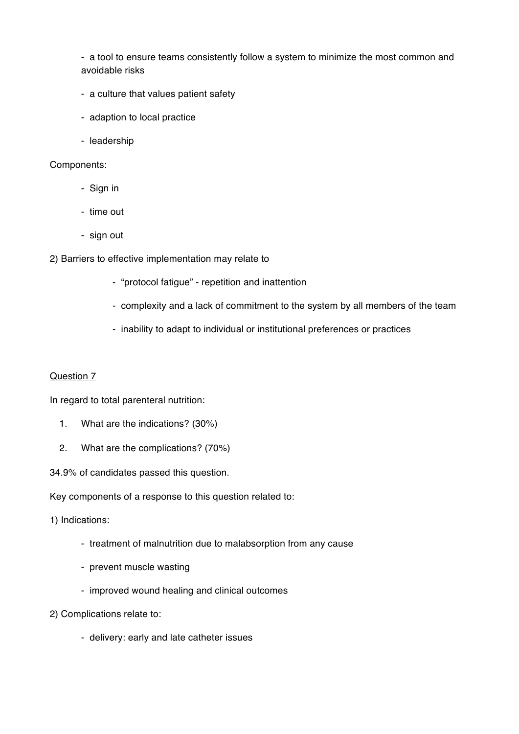- a tool to ensure teams consistently follow a system to minimize the most common and avoidable risks
- a culture that values patient safety
- adaption to local practice
- leadership

Components:

- Sign in
- time out
- sign out

2) Barriers to effective implementation may relate to

- "protocol fatigue" - repetition and inattention
- complexity and a lack of commitment to the system by all members of the team
- inability to adapt to individual or institutional preferences or practices

<u>Question 7</u>

In regard to total parenteral nutrition:

1. What are the indications? (30%)
2. What are the complications? (70%)

34.9% of candidates passed this question.

Key components of a response to this question related to:

1) Indications:

- treatment of malnutrition due to malabsorption from any cause
- prevent muscle wasting
- improved wound healing and clinical outcomes

2) Complications relate to:

- delivery: early and late catheter issues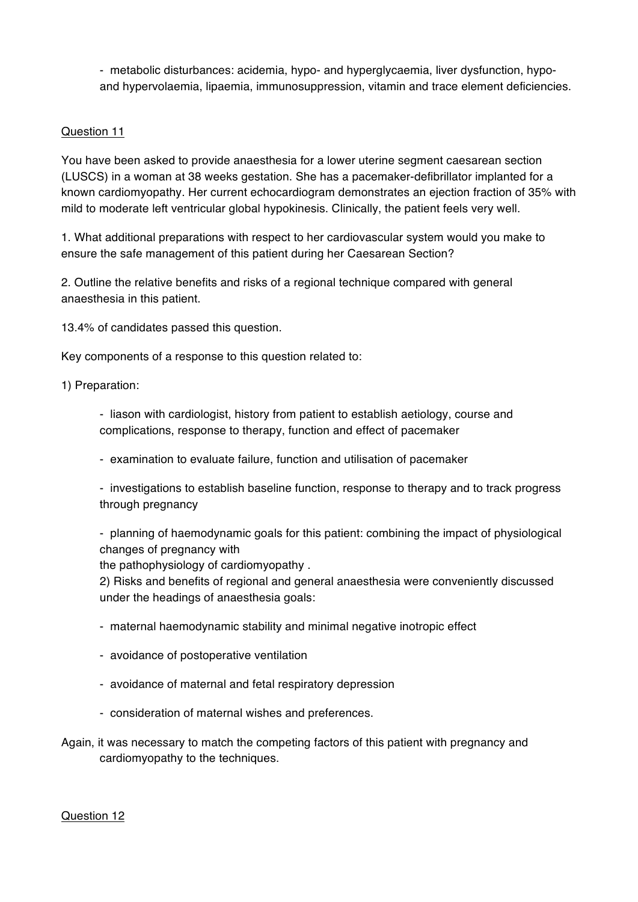- metabolic disturbances: acidemia, hypo- and hyperglycaemia, liver dysfunction, hypo- and hypervolaemia, lipaemia, immunosuppression, vitamin and trace element deficiencies.

Question 11

You have been asked to provide anaesthesia for a lower uterine segment caesarean section (LUSCS) in a woman at 38 weeks gestation. She has a pacemaker-defibrillator implanted for a known cardiomyopathy. Her current echocardiogram demonstrates an ejection fraction of 35% with mild to moderate left ventricular global hypokinesis. Clinically, the patient feels very well.

1. What additional preparations with respect to her cardiovascular system would you make to ensure the safe management of this patient during her Caesarean Section?

2. Outline the relative benefits and risks of a regional technique compared with general anaesthesia in this patient.

13.4% of candidates passed this question.

Key components of a response to this question related to:

1) Preparation:

- liason with cardiologist, history from patient to establish aetiology, course and complications, response to therapy, function and effect of pacemaker

- examination to evaluate failure, function and utilisation of pacemaker

- investigations to establish baseline function, response to therapy and to track progress through pregnancy

- planning of haemodynamic goals for this patient: combining the impact of physiological changes of pregnancy with the pathophysiology of cardiomyopathy .

2) Risks and benefits of regional and general anaesthesia were conveniently discussed under the headings of anaesthesia goals:

- maternal haemodynamic stability and minimal negative inotropic effect

- avoidance of postoperative ventilation

- avoidance of maternal and fetal respiratory depression

- consideration of maternal wishes and preferences.

Again, it was necessary to match the competing factors of this patient with pregnancy and cardiomyopathy to the techniques.

Question 12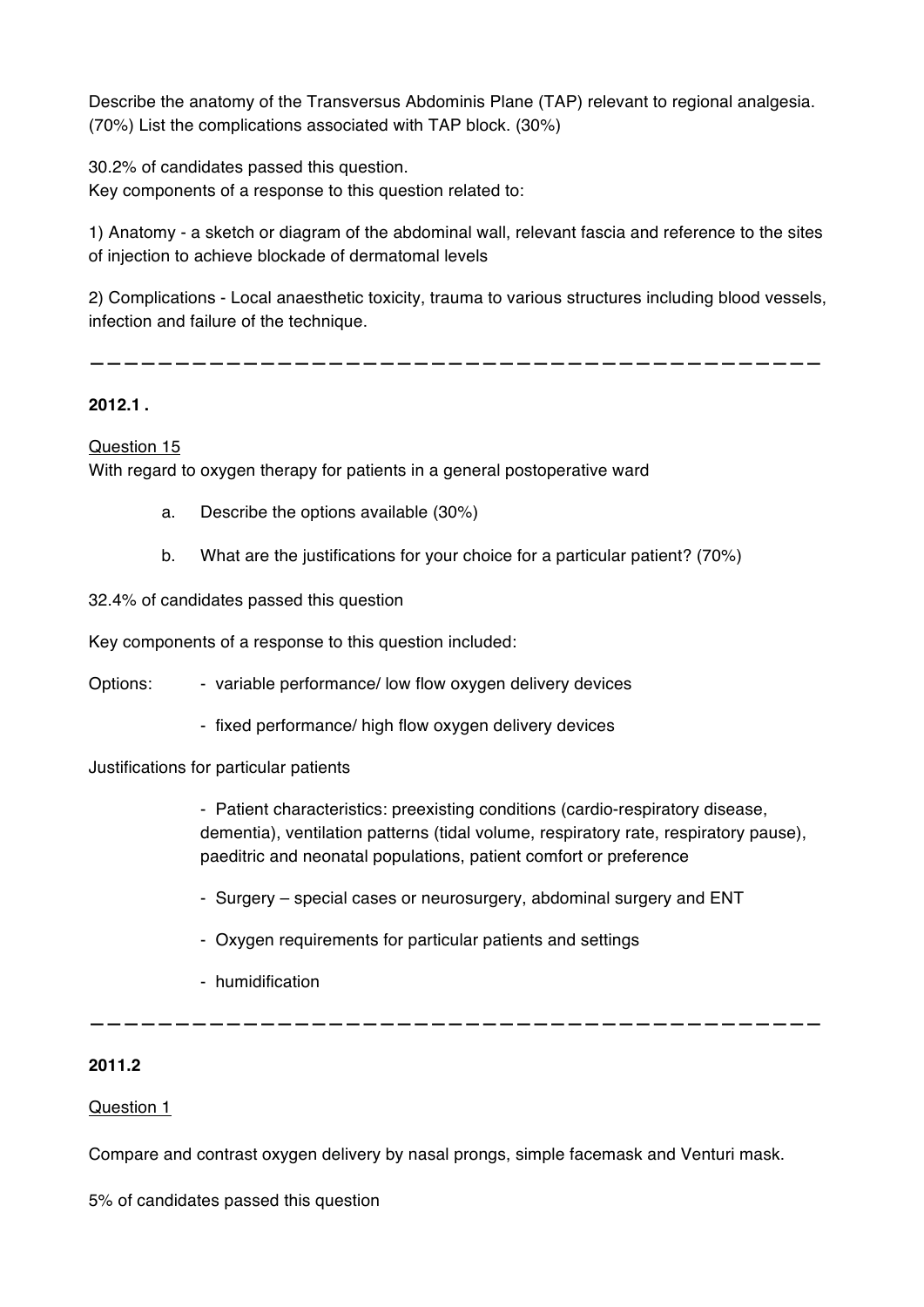Describe the anatomy of the Transversus Abdominis Plane (TAP) relevant to regional analgesia. (70%) List the complications associated with TAP block. (30%)

30.2% of candidates passed this question.
Key components of a response to this question related to:

1) Anatomy - a sketch or diagram of the abdominal wall, relevant fascia and reference to the sites of injection to achieve blockade of dermatomal levels

2) Complications - Local anaesthetic toxicity, trauma to various structures including blood vessels, infection and failure of the technique.

---

**2012.1 .**

Question 15

With regard to oxygen therapy for patients in a general postoperative ward

a. Describe the options available (30%)

b. What are the justifications for your choice for a particular patient? (70%)

32.4% of candidates passed this question

Key components of a response to this question included:

Options:
- variable performance/ low flow oxygen delivery devices
- fixed performance/ high flow oxygen delivery devices

Justifications for particular patients

- Patient characteristics: preexisting conditions (cardio-respiratory disease, dementia), ventilation patterns (tidal volume, respiratory rate, respiratory pause), paeditric and neonatal populations, patient comfort or preference
- Surgery – special cases or neurosurgery, abdominal surgery and ENT
- Oxygen requirements for particular patients and settings
- humidification

---

**2011.2**

Question 1

Compare and contrast oxygen delivery by nasal prongs, simple facemask and Venturi mask.

5% of candidates passed this question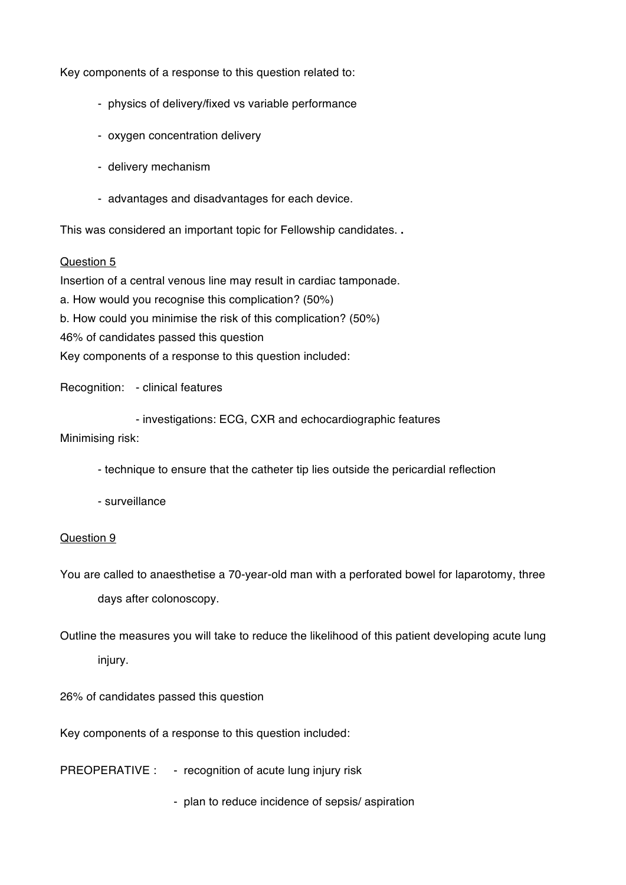Key components of a response to this question related to:

- physics of delivery/fixed vs variable performance
- oxygen concentration delivery
- delivery mechanism
- advantages and disadvantages for each device.

This was considered an important topic for Fellowship candidates. .

<u>Question 5</u>

Insertion of a central venous line may result in cardiac tamponade.

a. How would you recognise this complication? (50%)

b. How could you minimise the risk of this complication? (50%)

46% of candidates passed this question

Key components of a response to this question included:

Recognition:
- clinical features
- investigations: ECG, CXR and echocardiographic features

Minimising risk:
- technique to ensure that the catheter tip lies outside the pericardial reflection
- surveillance

<u>Question 9</u>

You are called to anaesthetise a 70-year-old man with a perforated bowel for laparotomy, three days after colonoscopy.

Outline the measures you will take to reduce the likelihood of this patient developing acute lung injury.

26% of candidates passed this question

Key components of a response to this question included:

PREOPERATIVE :
- recognition of acute lung injury risk
- plan to reduce incidence of sepsis/ aspiration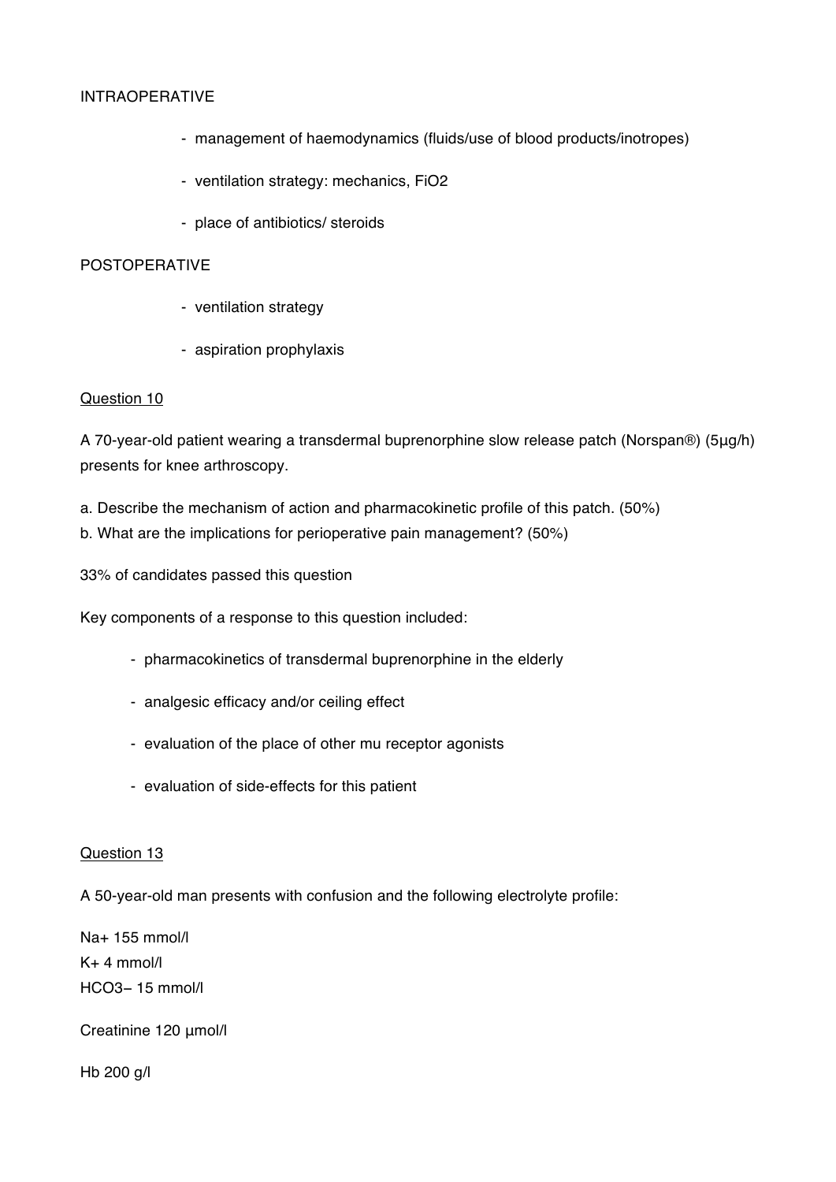INTRAOPERATIVE

- management of haemodynamics (fluids/use of blood products/inotropes)
- ventilation strategy: mechanics, FiO2
- place of antibiotics/ steroids

POSTOPERATIVE

- ventilation strategy
- aspiration prophylaxis

<u>Question 10</u>

A 70-year-old patient wearing a transdermal buprenorphine slow release patch (Norspan®) (5µg/h) presents for knee arthroscopy.

a. Describe the mechanism of action and pharmacokinetic profile of this patch. (50%)
b. What are the implications for perioperative pain management? (50%)

33% of candidates passed this question

Key components of a response to this question included:

- pharmacokinetics of transdermal buprenorphine in the elderly
- analgesic efficacy and/or ceiling effect
- evaluation of the place of other mu receptor agonists
- evaluation of side-effects for this patient

<u>Question 13</u>

A 50-year-old man presents with confusion and the following electrolyte profile:

$Na^+$ 155 mmol/l
$K^+$ 4 mmol/l
$HCO_3^-$ 15 mmol/l

Creatinine 120 µmol/l

Hb 200 g/l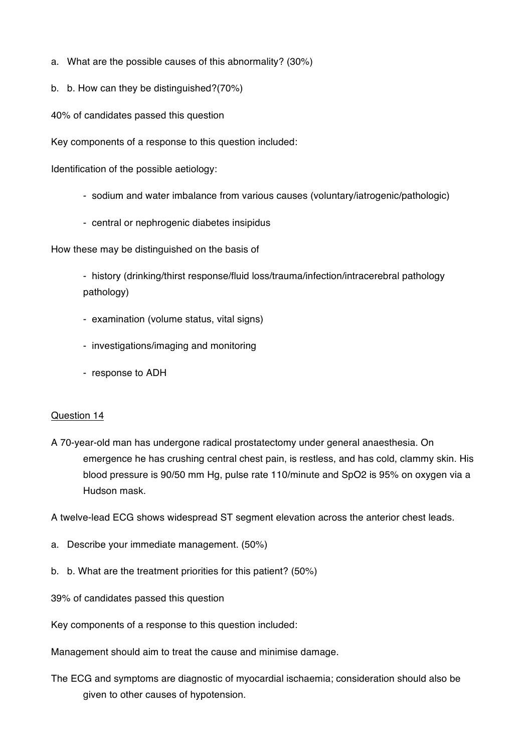a. What are the possible causes of this abnormality? (30%)

b. b. How can they be distinguished?(70%)

40% of candidates passed this question

Key components of a response to this question included:

Identification of the possible aetiology:

- sodium and water imbalance from various causes (voluntary/iatrogenic/pathologic)
- central or nephrogenic diabetes insipidus

How these may be distinguished on the basis of

- history (drinking/thirst response/fluid loss/trauma/infection/intracerebral pathology pathology)
- examination (volume status, vital signs)
- investigations/imaging and monitoring
- response to ADH

## Question 14

A 70-year-old man has undergone radical prostatectomy under general anaesthesia. On emergence he has crushing central chest pain, is restless, and has cold, clammy skin. His blood pressure is 90/50 mm Hg, pulse rate 110/minute and SpO2 is 95% on oxygen via a Hudson mask.

A twelve-lead ECG shows widespread ST segment elevation across the anterior chest leads.

a. Describe your immediate management. (50%)

b. b. What are the treatment priorities for this patient? (50%)

39% of candidates passed this question

Key components of a response to this question included:

Management should aim to treat the cause and minimise damage.

The ECG and symptoms are diagnostic of myocardial ischaemia; consideration should also be given to other causes of hypotension.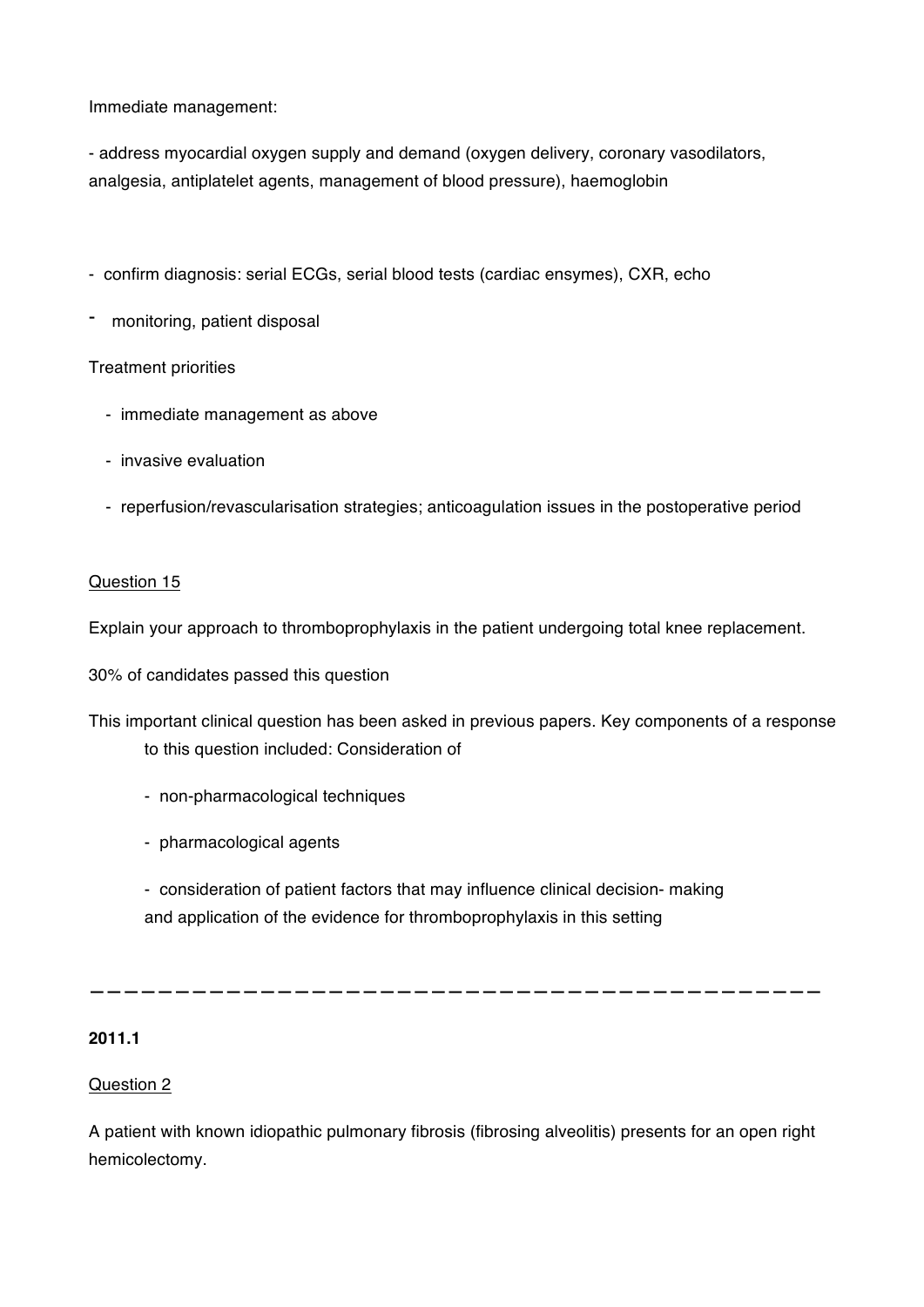Immediate management:

- address myocardial oxygen supply and demand (oxygen delivery, coronary vasodilators, analgesia, antiplatelet agents, management of blood pressure), haemoglobin

- confirm diagnosis: serial ECGs, serial blood tests (cardiac ensymes), CXR, echo
- monitoring, patient disposal

Treatment priorities

- immediate management as above
- invasive evaluation
- reperfusion/revascularisation strategies; anticoagulation issues in the postoperative period

Question 15

Explain your approach to thromboprophylaxis in the patient undergoing total knee replacement.

30% of candidates passed this question

This important clinical question has been asked in previous papers. Key components of a response to this question included: Consideration of

- non-pharmacological techniques
- pharmacological agents
- consideration of patient factors that may influence clinical decision- making and application of the evidence for thromboprophylaxis in this setting

---

**2011.1**

Question 2

A patient with known idiopathic pulmonary fibrosis (fibrosing alveolitis) presents for an open right hemicolectomy.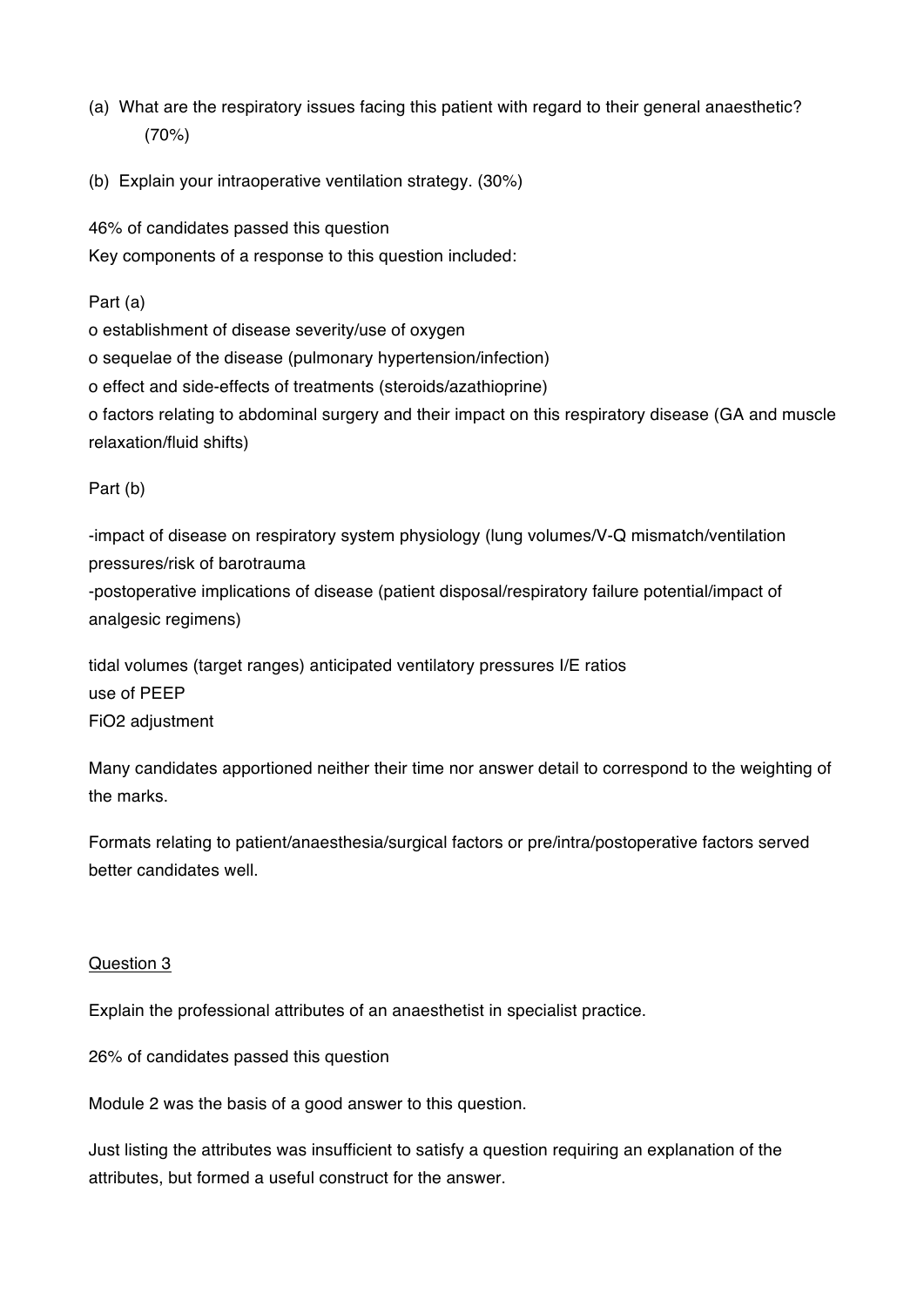(a) What are the respiratory issues facing this patient with regard to their general anaesthetic? (70%)

(b) Explain your intraoperative ventilation strategy. (30%)

46% of candidates passed this question

Key components of a response to this question included:

Part (a)

o establishment of disease severity/use of oxygen

o sequelae of the disease (pulmonary hypertension/infection)

o effect and side-effects of treatments (steroids/azathioprine)

o factors relating to abdominal surgery and their impact on this respiratory disease (GA and muscle relaxation/fluid shifts)

Part (b)

-impact of disease on respiratory system physiology (lung volumes/V-Q mismatch/ventilation pressures/risk of barotrauma

-postoperative implications of disease (patient disposal/respiratory failure potential/impact of analgesic regimens)

tidal volumes (target ranges) anticipated ventilatory pressures I/E ratios

use of PEEP

FiO2 adjustment

Many candidates apportioned neither their time nor answer detail to correspond to the weighting of the marks.

Formats relating to patient/anaesthesia/surgical factors or pre/intra/postoperative factors served better candidates well.

<u>Question 3</u>

Explain the professional attributes of an anaesthetist in specialist practice.

26% of candidates passed this question

Module 2 was the basis of a good answer to this question.

Just listing the attributes was insufficient to satisfy a question requiring an explanation of the attributes, but formed a useful construct for the answer.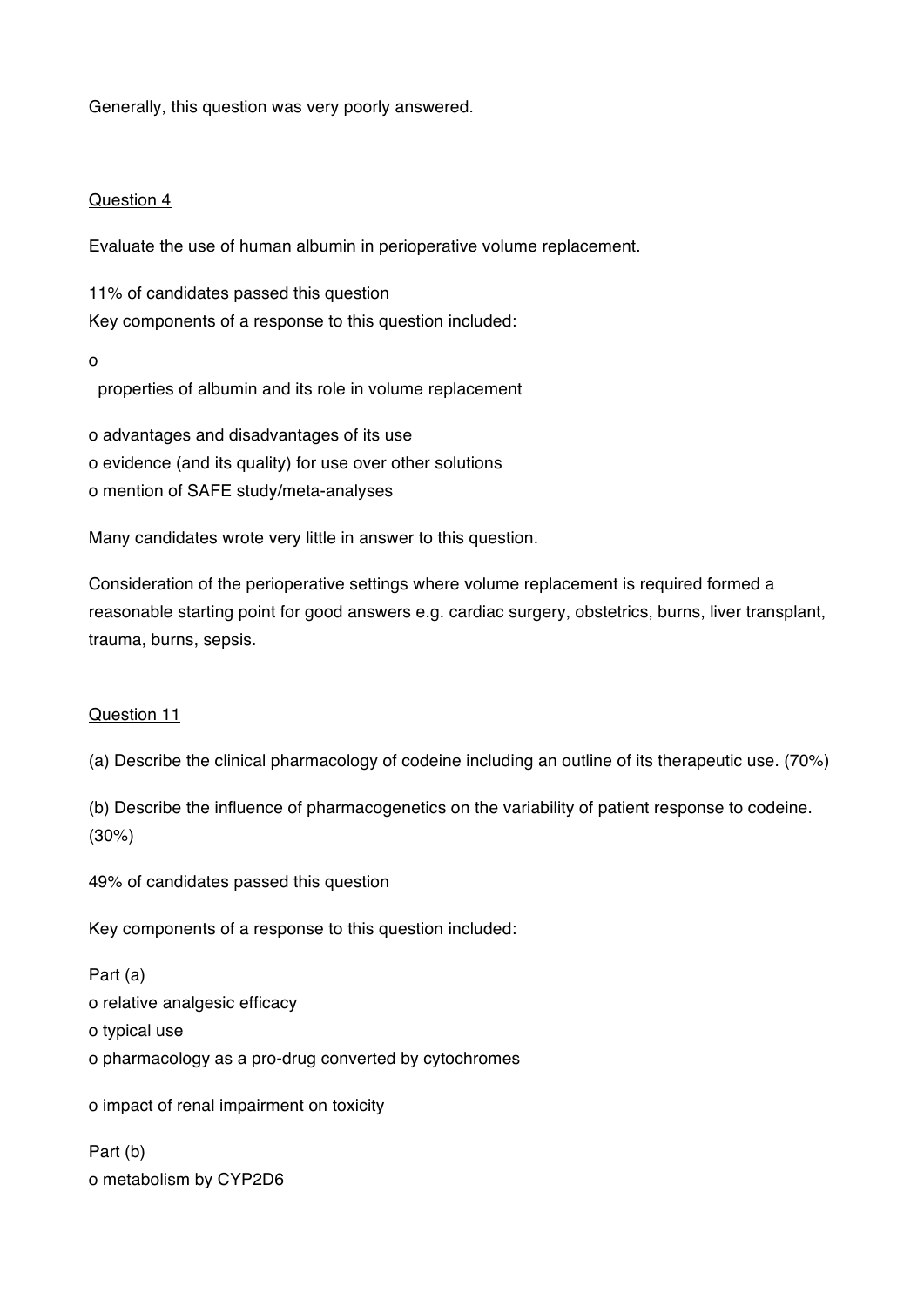Generally, this question was very poorly answered.

<u>Question 4</u>

Evaluate the use of human albumin in perioperative volume replacement.

11% of candidates passed this question
Key components of a response to this question included:

- properties of albumin and its role in volume replacement
- advantages and disadvantages of its use
- evidence (and its quality) for use over other solutions
- mention of SAFE study/meta-analyses

Many candidates wrote very little in answer to this question.

Consideration of the perioperative settings where volume replacement is required formed a reasonable starting point for good answers e.g. cardiac surgery, obstetrics, burns, liver transplant, trauma, burns, sepsis.

<u>Question 11</u>

(a) Describe the clinical pharmacology of codeine including an outline of its therapeutic use. (70%)

(b) Describe the influence of pharmacogenetics on the variability of patient response to codeine. (30%)

49% of candidates passed this question

Key components of a response to this question included:

Part (a)

- relative analgesic efficacy
- typical use
- pharmacology as a pro-drug converted by cytochromes
- impact of renal impairment on toxicity

Part (b)

- metabolism by CYP2D6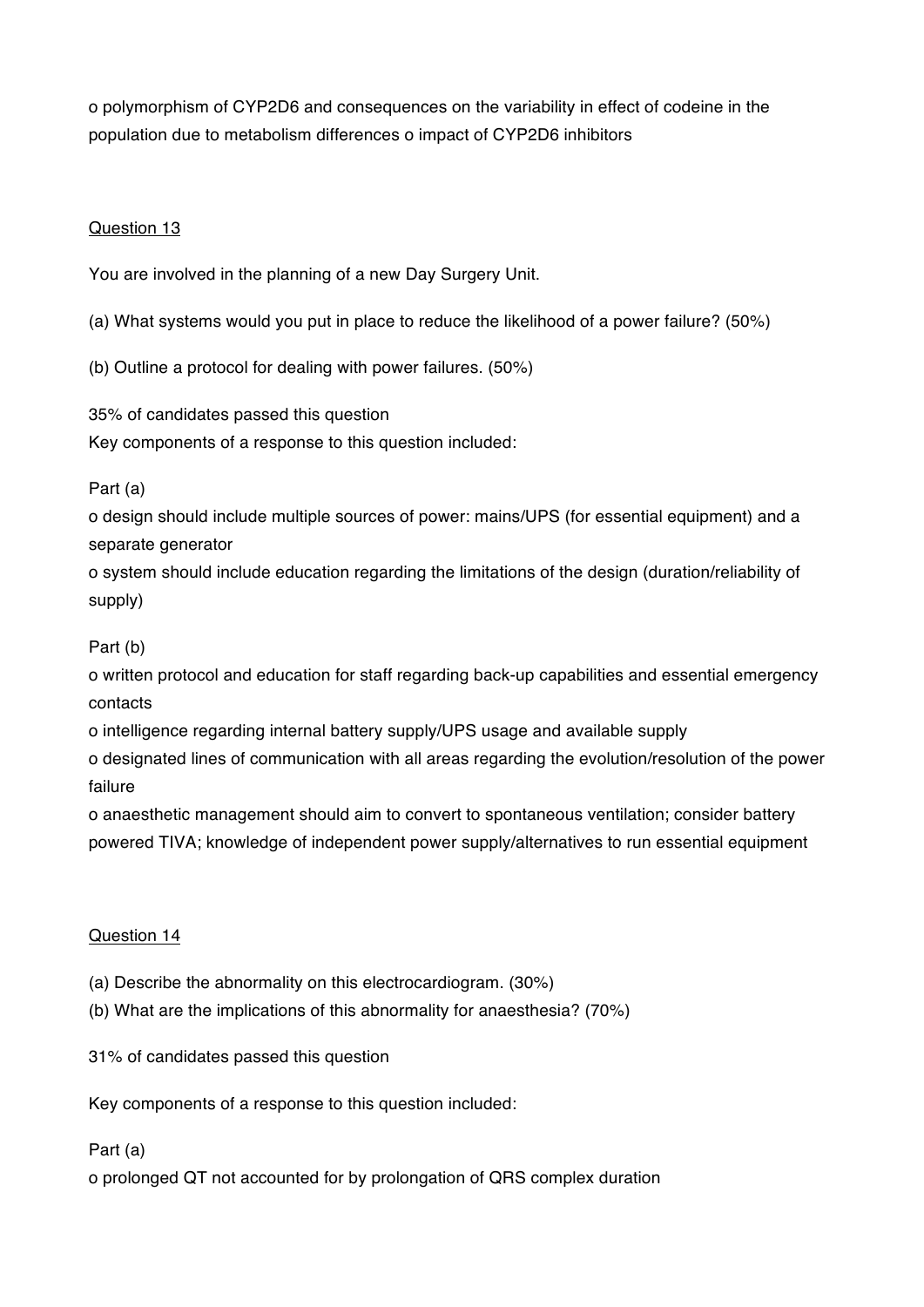o polymorphism of CYP2D6 and consequences on the variability in effect of codeine in the population due to metabolism differences o impact of CYP2D6 inhibitors

Question 13

You are involved in the planning of a new Day Surgery Unit.

(a) What systems would you put in place to reduce the likelihood of a power failure? (50%)

(b) Outline a protocol for dealing with power failures. (50%)

35% of candidates passed this question
Key components of a response to this question included:

Part (a)

o design should include multiple sources of power: mains/UPS (for essential equipment) and a separate generator

o system should include education regarding the limitations of the design (duration/reliability of supply)

Part (b)

o written protocol and education for staff regarding back-up capabilities and essential emergency contacts

o intelligence regarding internal battery supply/UPS usage and available supply

o designated lines of communication with all areas regarding the evolution/resolution of the power failure

o anaesthetic management should aim to convert to spontaneous ventilation; consider battery powered TIVA; knowledge of independent power supply/alternatives to run essential equipment

Question 14

(a) Describe the abnormality on this electrocardiogram. (30%)

(b) What are the implications of this abnormality for anaesthesia? (70%)

31% of candidates passed this question

Key components of a response to this question included:

Part (a)

o prolonged QT not accounted for by prolongation of QRS complex duration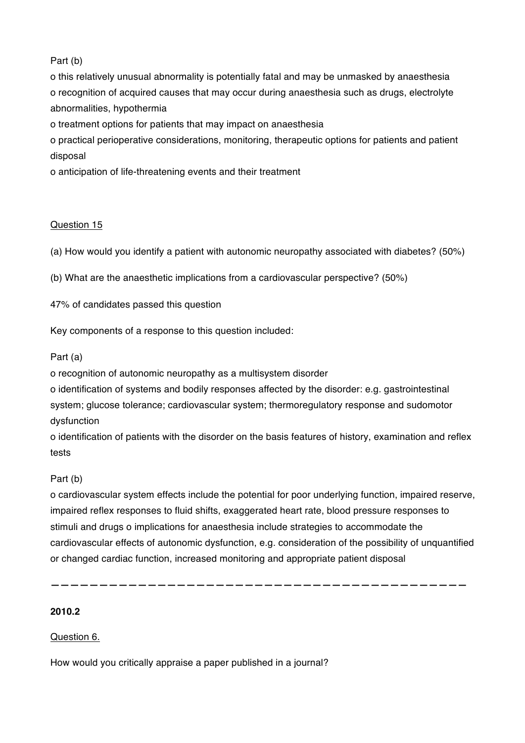Part (b)

o this relatively unusual abnormality is potentially fatal and may be unmasked by anaesthesia
o recognition of acquired causes that may occur during anaesthesia such as drugs, electrolyte abnormalities, hypothermia
o treatment options for patients that may impact on anaesthesia
o practical perioperative considerations, monitoring, therapeutic options for patients and patient disposal
o anticipation of life-threatening events and their treatment

Question 15

(a) How would you identify a patient with autonomic neuropathy associated with diabetes? (50%)

(b) What are the anaesthetic implications from a cardiovascular perspective? (50%)

47% of candidates passed this question

Key components of a response to this question included:

Part (a)

o recognition of autonomic neuropathy as a multisystem disorder
o identification of systems and bodily responses affected by the disorder: e.g. gastrointestinal system; glucose tolerance; cardiovascular system; thermoregulatory response and sudomotor dysfunction
o identification of patients with the disorder on the basis features of history, examination and reflex tests

Part (b)

o cardiovascular system effects include the potential for poor underlying function, impaired reserve, impaired reflex responses to fluid shifts, exaggerated heart rate, blood pressure responses to stimuli and drugs o implications for anaesthesia include strategies to accommodate the cardiovascular effects of autonomic dysfunction, e.g. consideration of the possibility of unquantified or changed cardiac function, increased monitoring and appropriate patient disposal

---

**2010.2**

Question 6.

How would you critically appraise a paper published in a journal?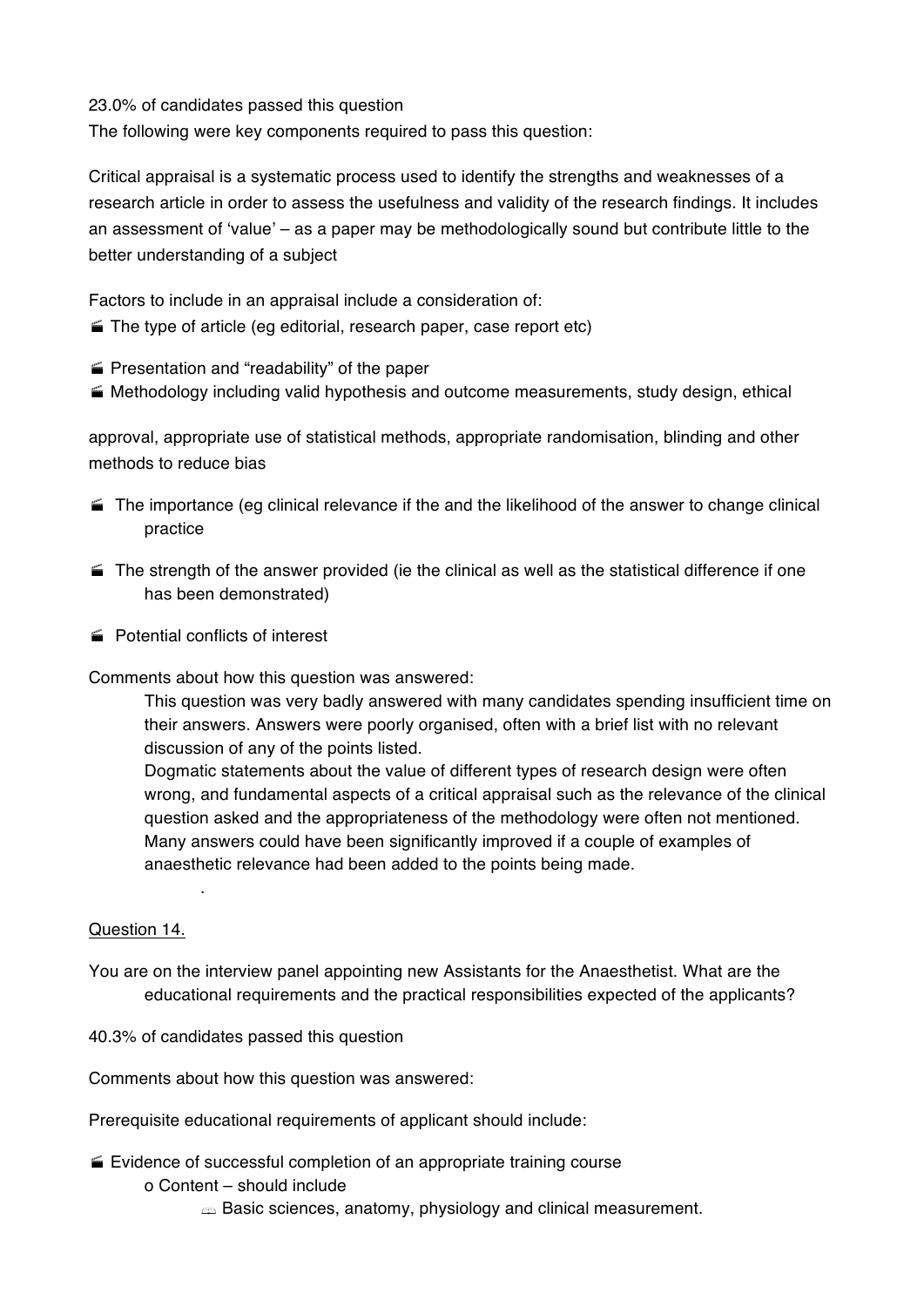23.0% of candidates passed this question

The following were key components required to pass this question:

Critical appraisal is a systematic process used to identify the strengths and weaknesses of a research article in order to assess the usefulness and validity of the research findings. It includes an assessment of 'value' – as a paper may be methodologically sound but contribute little to the better understanding of a subject

Factors to include in an appraisal include a consideration of:

- The type of article (eg editorial, research paper, case report etc)
- Presentation and "readability" of the paper
- Methodology including valid hypothesis and outcome measurements, study design, ethical approval, appropriate use of statistical methods, appropriate randomisation, blinding and other methods to reduce bias
- The importance (eg clinical relevance if the and the likelihood of the answer to change clinical practice
- The strength of the answer provided (ie the clinical as well as the statistical difference if one has been demonstrated)
- Potential conflicts of interest

Comments about how this question was answered:

> This question was very badly answered with many candidates spending insufficient time on their answers. Answers were poorly organised, often with a brief list with no relevant discussion of any of the points listed.
>
> Dogmatic statements about the value of different types of research design were often wrong, and fundamental aspects of a critical appraisal such as the relevance of the clinical question asked and the appropriateness of the methodology were often not mentioned. Many answers could have been significantly improved if a couple of examples of anaesthetic relevance had been added to the points being made.

## Question 14.

You are on the interview panel appointing new Assistants for the Anaesthetist. What are the educational requirements and the practical responsibilities expected of the applicants?

40.3% of candidates passed this question

Comments about how this question was answered:

Prerequisite educational requirements of applicant should include:

- Evidence of successful completion of an appropriate training course
  - Content – should include
    - Basic sciences, anatomy, physiology and clinical measurement.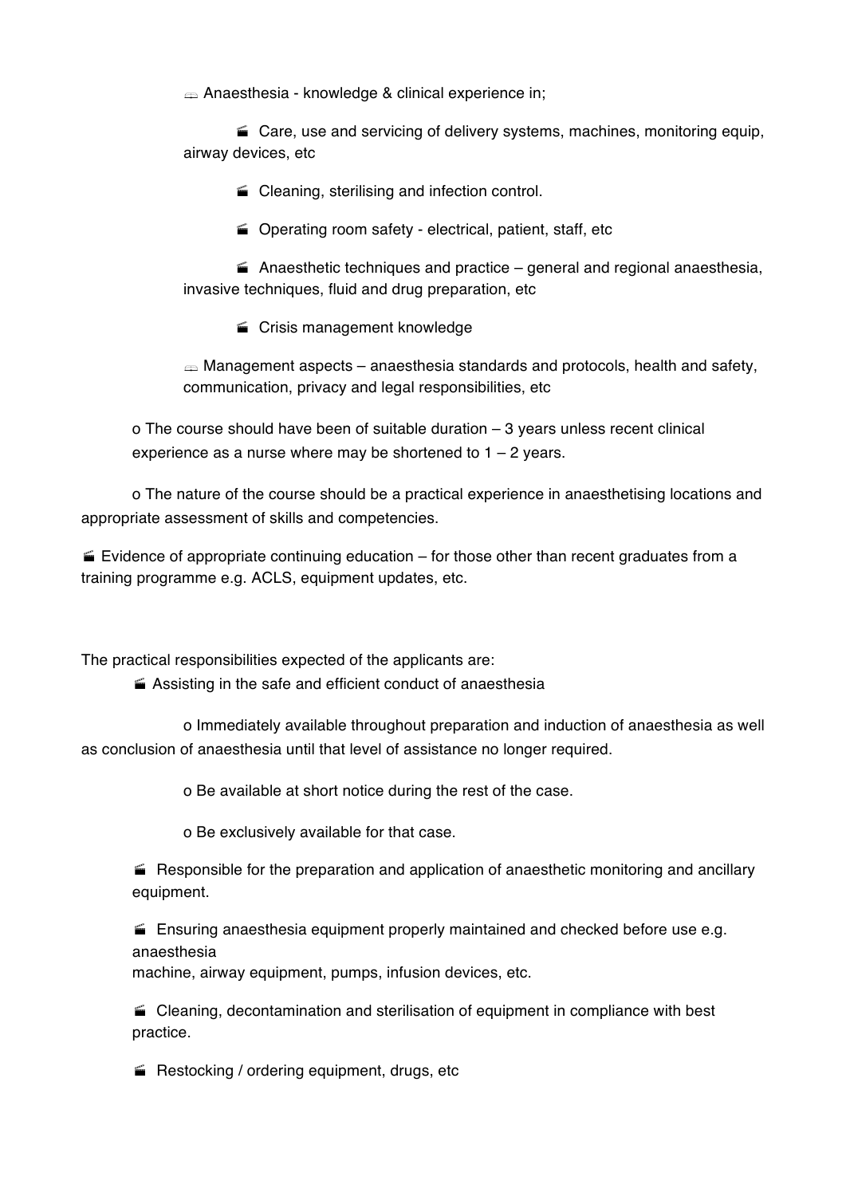- Anaesthesia - knowledge & clinical experience in;
  - Care, use and servicing of delivery systems, machines, monitoring equip, airway devices, etc
  - Cleaning, sterilising and infection control.
  - Operating room safety - electrical, patient, staff, etc
  - Anaesthetic techniques and practice – general and regional anaesthesia, invasive techniques, fluid and drug preparation, etc
  - Crisis management knowledge
- Management aspects – anaesthesia standards and protocols, health and safety, communication, privacy and legal responsibilities, etc

o The course should have been of suitable duration – 3 years unless recent clinical experience as a nurse where may be shortened to 1 – 2 years.

o The nature of the course should be a practical experience in anaesthetising locations and appropriate assessment of skills and competencies.

- Evidence of appropriate continuing education – for those other than recent graduates from a training programme e.g. ACLS, equipment updates, etc.

The practical responsibilities expected of the applicants are:

- Assisting in the safe and efficient conduct of anaesthesia
  - o Immediately available throughout preparation and induction of anaesthesia as well as conclusion of anaesthesia until that level of assistance no longer required.
  - o Be available at short notice during the rest of the case.
  - o Be exclusively available for that case.
- Responsible for the preparation and application of anaesthetic monitoring and ancillary equipment.
- Ensuring anaesthesia equipment properly maintained and checked before use e.g. anaesthesia machine, airway equipment, pumps, infusion devices, etc.
- Cleaning, decontamination and sterilisation of equipment in compliance with best practice.
- Restocking / ordering equipment, drugs, etc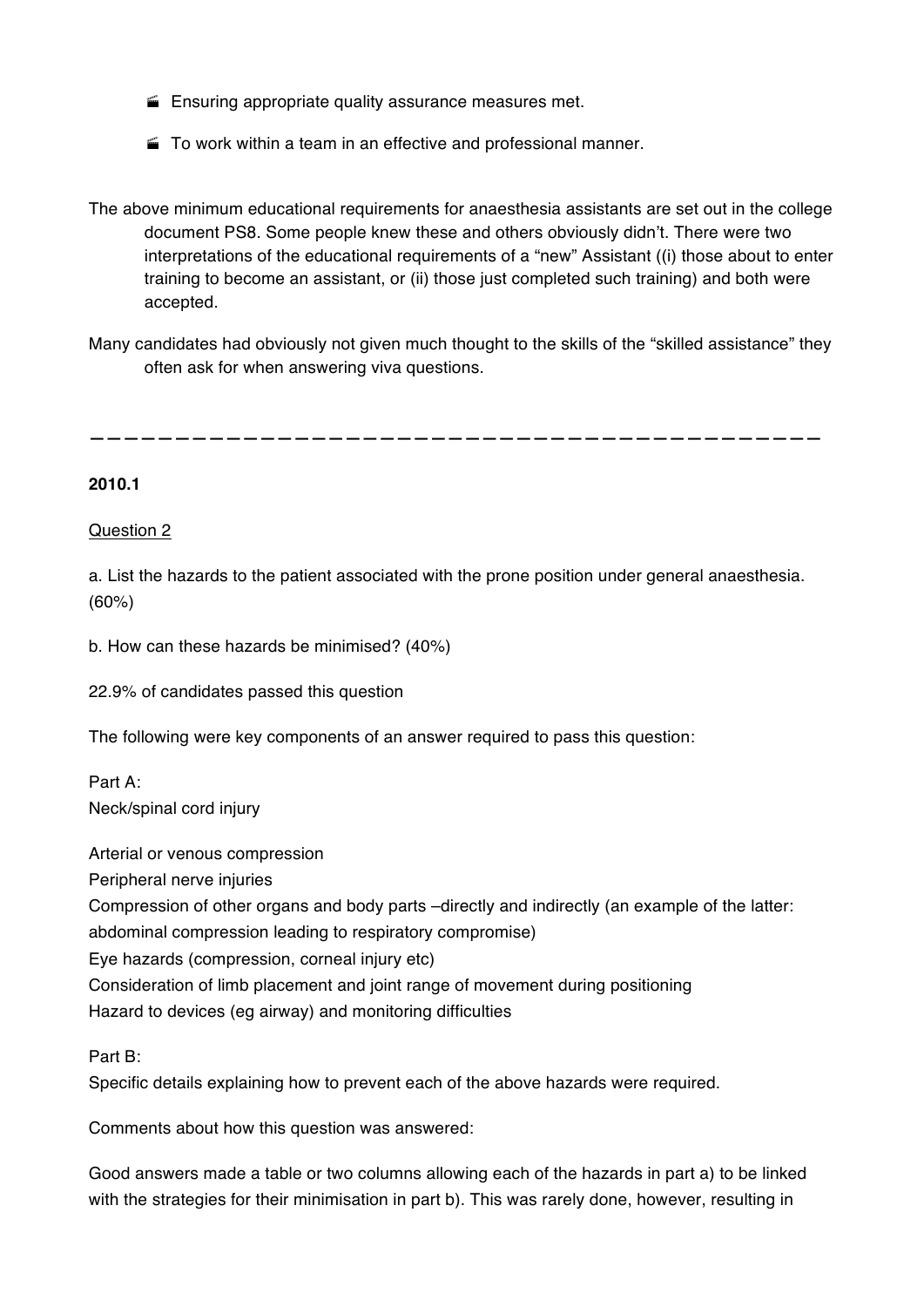- Ensuring appropriate quality assurance measures met.
- To work within a team in an effective and professional manner.

The above minimum educational requirements for anaesthesia assistants are set out in the college document PS8. Some people knew these and others obviously didn't. There were two interpretations of the educational requirements of a "new" Assistant ((i) those about to enter training to become an assistant, or (ii) those just completed such training) and both were accepted.

Many candidates had obviously not given much thought to the skills of the "skilled assistance" they often ask for when answering viva questions.

---

**2010.1**

Question 2

a. List the hazards to the patient associated with the prone position under general anaesthesia. (60%)

b. How can these hazards be minimised? (40%)

22.9% of candidates passed this question

The following were key components of an answer required to pass this question:

Part A:
Neck/spinal cord injury

Arterial or venous compression
Peripheral nerve injuries
Compression of other organs and body parts –directly and indirectly (an example of the latter: abdominal compression leading to respiratory compromise)
Eye hazards (compression, corneal injury etc)
Consideration of limb placement and joint range of movement during positioning
Hazard to devices (eg airway) and monitoring difficulties

Part B:
Specific details explaining how to prevent each of the above hazards were required.

Comments about how this question was answered:

Good answers made a table or two columns allowing each of the hazards in part a) to be linked with the strategies for their minimisation in part b). This was rarely done, however, resulting in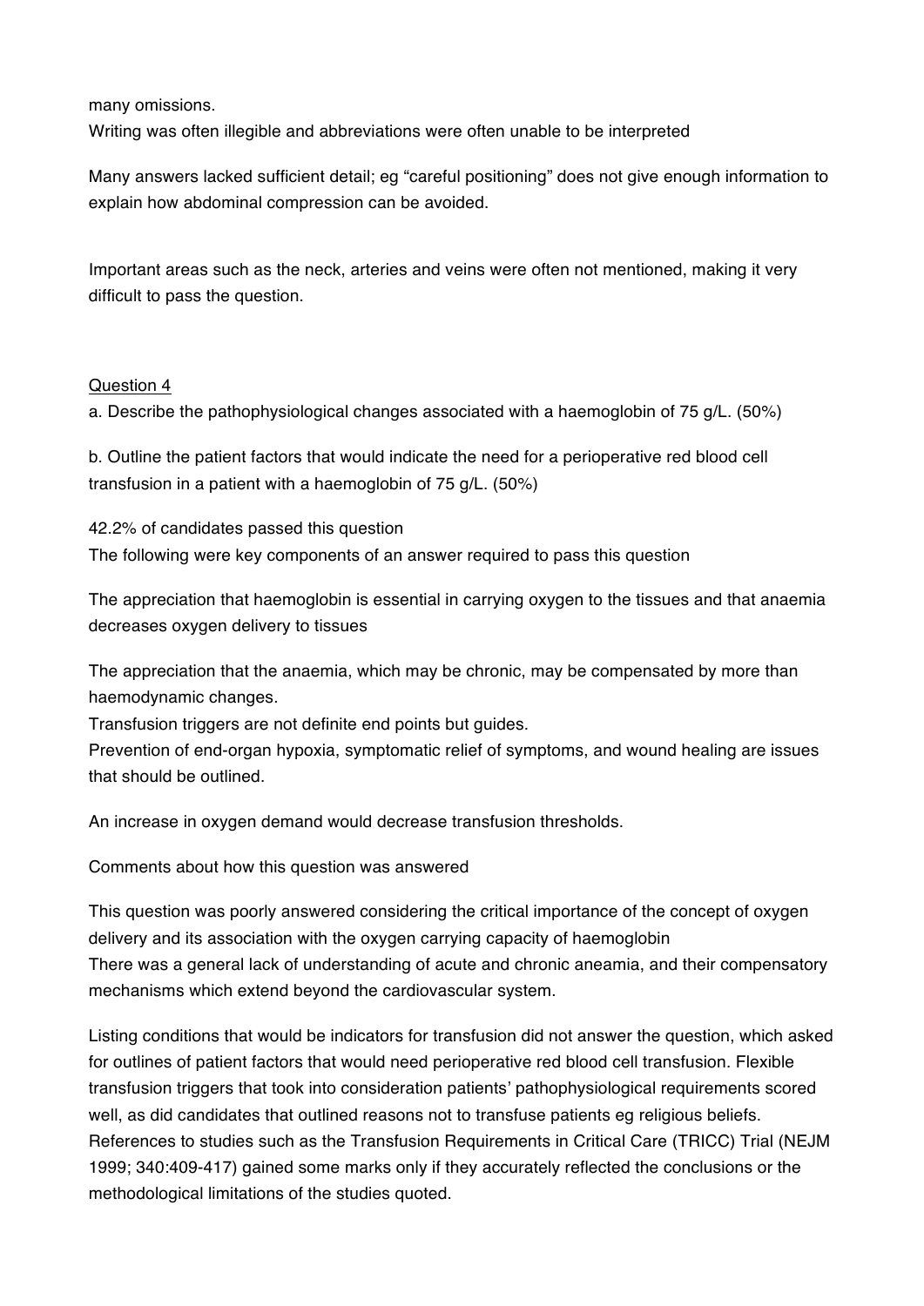many omissions.

Writing was often illegible and abbreviations were often unable to be interpreted

Many answers lacked sufficient detail; eg "careful positioning" does not give enough information to explain how abdominal compression can be avoided.

Important areas such as the neck, arteries and veins were often not mentioned, making it very difficult to pass the question.

<u>Question 4</u>

a. Describe the pathophysiological changes associated with a haemoglobin of 75 g/L. (50%)

b. Outline the patient factors that would indicate the need for a perioperative red blood cell transfusion in a patient with a haemoglobin of 75 g/L. (50%)

42.2% of candidates passed this question

The following were key components of an answer required to pass this question

The appreciation that haemoglobin is essential in carrying oxygen to the tissues and that anaemia decreases oxygen delivery to tissues

The appreciation that the anaemia, which may be chronic, may be compensated by more than haemodynamic changes.

Transfusion triggers are not definite end points but guides.

Prevention of end-organ hypoxia, symptomatic relief of symptoms, and wound healing are issues that should be outlined.

An increase in oxygen demand would decrease transfusion thresholds.

Comments about how this question was answered

This question was poorly answered considering the critical importance of the concept of oxygen delivery and its association with the oxygen carrying capacity of haemoglobin

There was a general lack of understanding of acute and chronic aneamia, and their compensatory mechanisms which extend beyond the cardiovascular system.

Listing conditions that would be indicators for transfusion did not answer the question, which asked for outlines of patient factors that would need perioperative red blood cell transfusion. Flexible transfusion triggers that took into consideration patients' pathophysiological requirements scored well, as did candidates that outlined reasons not to transfuse patients eg religious beliefs. References to studies such as the Transfusion Requirements in Critical Care (TRICC) Trial (NEJM 1999; 340:409-417) gained some marks only if they accurately reflected the conclusions or the methodological limitations of the studies quoted.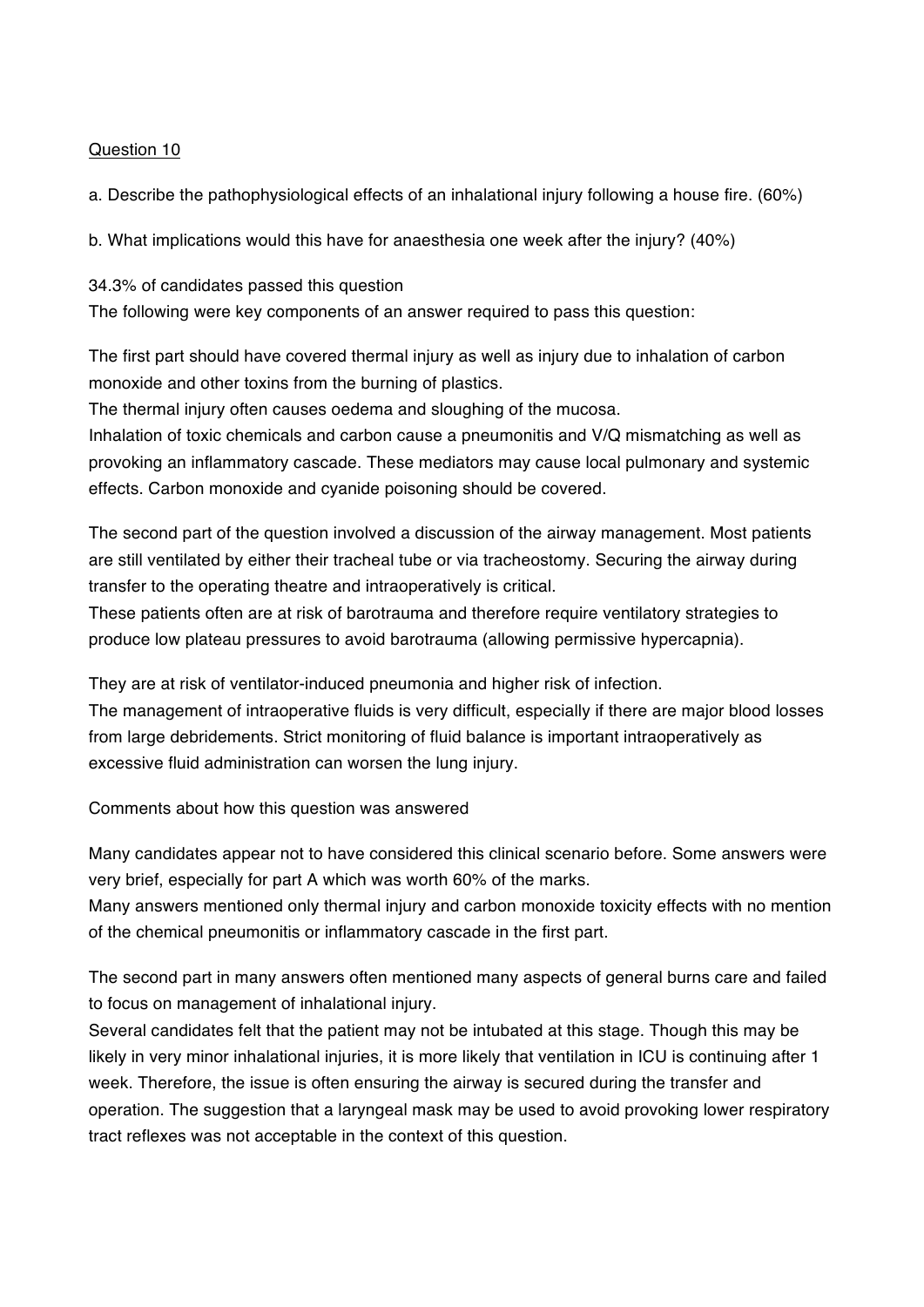Question 10

a. Describe the pathophysiological effects of an inhalational injury following a house fire. (60%)

b. What implications would this have for anaesthesia one week after the injury? (40%)

34.3% of candidates passed this question

The following were key components of an answer required to pass this question:

The first part should have covered thermal injury as well as injury due to inhalation of carbon monoxide and other toxins from the burning of plastics.

The thermal injury often causes oedema and sloughing of the mucosa.

Inhalation of toxic chemicals and carbon cause a pneumonitis and V/Q mismatching as well as provoking an inflammatory cascade. These mediators may cause local pulmonary and systemic effects. Carbon monoxide and cyanide poisoning should be covered.

The second part of the question involved a discussion of the airway management. Most patients are still ventilated by either their tracheal tube or via tracheostomy. Securing the airway during transfer to the operating theatre and intraoperatively is critical.

These patients often are at risk of barotrauma and therefore require ventilatory strategies to produce low plateau pressures to avoid barotrauma (allowing permissive hypercapnia).

They are at risk of ventilator-induced pneumonia and higher risk of infection.

The management of intraoperative fluids is very difficult, especially if there are major blood losses from large debridements. Strict monitoring of fluid balance is important intraoperatively as excessive fluid administration can worsen the lung injury.

Comments about how this question was answered

Many candidates appear not to have considered this clinical scenario before. Some answers were very brief, especially for part A which was worth 60% of the marks.

Many answers mentioned only thermal injury and carbon monoxide toxicity effects with no mention of the chemical pneumonitis or inflammatory cascade in the first part.

The second part in many answers often mentioned many aspects of general burns care and failed to focus on management of inhalational injury.

Several candidates felt that the patient may not be intubated at this stage. Though this may be likely in very minor inhalational injuries, it is more likely that ventilation in ICU is continuing after 1 week. Therefore, the issue is often ensuring the airway is secured during the transfer and operation. The suggestion that a laryngeal mask may be used to avoid provoking lower respiratory tract reflexes was not acceptable in the context of this question.